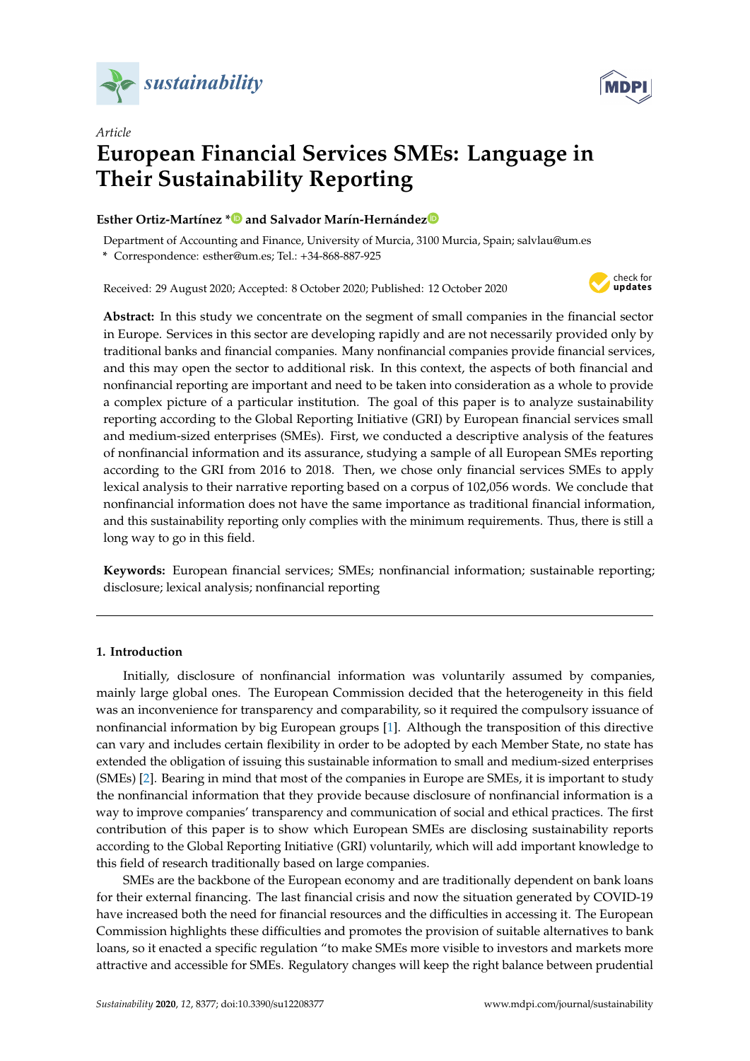*Article*

# European Financial Services SMEs: Language in Their Sustainability Reporting

**Esther Ortiz-Martínez * and Salvador Marín-Hernández**

Department of Accounting and Finance, University of Murcia, 3100 Murcia, Spain; salvlau@um.es

\* Correspondence: esther@um.es; Tel.: +34-868-887-925

Received: 29 August 2020; Accepted: 8 October 2020; Published: 12 October 2020

**Abstract:** In this study we concentrate on the segment of small companies in the financial sector in Europe. Services in this sector are developing rapidly and are not necessarily provided only by traditional banks and financial companies. Many nonfinancial companies provide financial services, and this may open the sector to additional risk. In this context, the aspects of both financial and nonfinancial reporting are important and need to be taken into consideration as a whole to provide a complex picture of a particular institution. The goal of this paper is to analyze sustainability reporting according to the Global Reporting Initiative (GRI) by European financial services small and medium-sized enterprises (SMEs). First, we conducted a descriptive analysis of the features of nonfinancial information and its assurance, studying a sample of all European SMEs reporting according to the GRI from 2016 to 2018. Then, we chose only financial services SMEs to apply lexical analysis to their narrative reporting based on a corpus of 102,056 words. We conclude that nonfinancial information does not have the same importance as traditional financial information, and this sustainability reporting only complies with the minimum requirements. Thus, there is still a long way to go in this field.

**Keywords:** European financial services; SMEs; nonfinancial information; sustainable reporting; disclosure; lexical analysis; nonfinancial reporting

## 1. Introduction

Initially, disclosure of nonfinancial information was voluntarily assumed by companies, mainly large global ones. The European Commission decided that the heterogeneity in this field was an inconvenience for transparency and comparability, so it required the compulsory issuance of nonfinancial information by big European groups [1]. Although the transposition of this directive can vary and includes certain flexibility in order to be adopted by each Member State, no state has extended the obligation of issuing this sustainable information to small and medium-sized enterprises (SMEs) [2]. Bearing in mind that most of the companies in Europe are SMEs, it is important to study the nonfinancial information that they provide because disclosure of nonfinancial information is a way to improve companies' transparency and communication of social and ethical practices. The first contribution of this paper is to show which European SMEs are disclosing sustainability reports according to the Global Reporting Initiative (GRI) voluntarily, which will add important knowledge to this field of research traditionally based on large companies.

SMEs are the backbone of the European economy and are traditionally dependent on bank loans for their external financing. The last financial crisis and now the situation generated by COVID-19 have increased both the need for financial resources and the difficulties in accessing it. The European Commission highlights these difficulties and promotes the provision of suitable alternatives to bank loans, so it enacted a specific regulation "to make SMEs more visible to investors and markets more attractive and accessible for SMEs. Regulatory changes will keep the right balance between prudential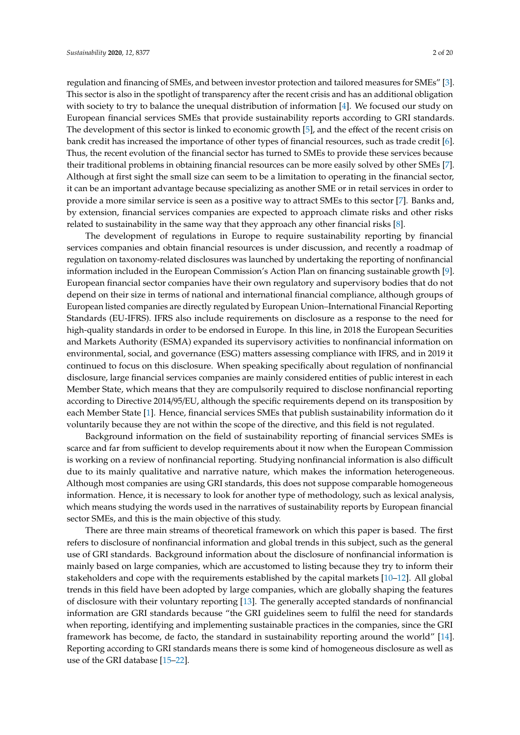regulation and financing of SMEs, and between investor protection and tailored measures for SMEs" [3]. This sector is also in the spotlight of transparency after the recent crisis and has an additional obligation with society to try to balance the unequal distribution of information [4]. We focused our study on European financial services SMEs that provide sustainability reports according to GRI standards. The development of this sector is linked to economic growth [5], and the effect of the recent crisis on bank credit has increased the importance of other types of financial resources, such as trade credit [6]. Thus, the recent evolution of the financial sector has turned to SMEs to provide these services because their traditional problems in obtaining financial resources can be more easily solved by other SMEs [7]. Although at first sight the small size can seem to be a limitation to operating in the financial sector, it can be an important advantage because specializing as another SME or in retail services in order to provide a more similar service is seen as a positive way to attract SMEs to this sector [7]. Banks and, by extension, financial services companies are expected to approach climate risks and other risks related to sustainability in the same way that they approach any other financial risks [8].

The development of regulations in Europe to require sustainability reporting by financial services companies and obtain financial resources is under discussion, and recently a roadmap of regulation on taxonomy-related disclosures was launched by undertaking the reporting of nonfinancial information included in the European Commission's Action Plan on financing sustainable growth [9]. European financial sector companies have their own regulatory and supervisory bodies that do not depend on their size in terms of national and international financial compliance, although groups of European listed companies are directly regulated by European Union–International Financial Reporting Standards (EU-IFRS). IFRS also include requirements on disclosure as a response to the need for high-quality standards in order to be endorsed in Europe. In this line, in 2018 the European Securities and Markets Authority (ESMA) expanded its supervisory activities to nonfinancial information on environmental, social, and governance (ESG) matters assessing compliance with IFRS, and in 2019 it continued to focus on this disclosure. When speaking specifically about regulation of nonfinancial disclosure, large financial services companies are mainly considered entities of public interest in each Member State, which means that they are compulsorily required to disclose nonfinancial reporting according to Directive 2014/95/EU, although the specific requirements depend on its transposition by each Member State [1]. Hence, financial services SMEs that publish sustainability information do it voluntarily because they are not within the scope of the directive, and this field is not regulated.

Background information on the field of sustainability reporting of financial services SMEs is scarce and far from sufficient to develop requirements about it now when the European Commission is working on a review of nonfinancial reporting. Studying nonfinancial information is also difficult due to its mainly qualitative and narrative nature, which makes the information heterogeneous. Although most companies are using GRI standards, this does not suppose comparable homogeneous information. Hence, it is necessary to look for another type of methodology, such as lexical analysis, which means studying the words used in the narratives of sustainability reports by European financial sector SMEs, and this is the main objective of this study.

There are three main streams of theoretical framework on which this paper is based. The first refers to disclosure of nonfinancial information and global trends in this subject, such as the general use of GRI standards. Background information about the disclosure of nonfinancial information is mainly based on large companies, which are accustomed to listing because they try to inform their stakeholders and cope with the requirements established by the capital markets [10–12]. All global trends in this field have been adopted by large companies, which are globally shaping the features of disclosure with their voluntary reporting [13]. The generally accepted standards of nonfinancial information are GRI standards because "the GRI guidelines seem to fulfil the need for standards when reporting, identifying and implementing sustainable practices in the companies, since the GRI framework has become, de facto, the standard in sustainability reporting around the world" [14]. Reporting according to GRI standards means there is some kind of homogeneous disclosure as well as use of the GRI database [15–22].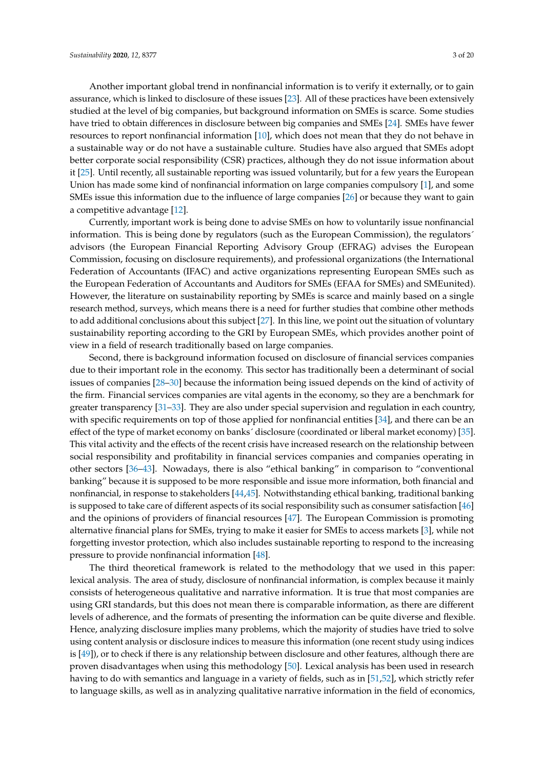Another important global trend in nonfinancial information is to verify it externally, or to gain assurance, which is linked to disclosure of these issues [23]. All of these practices have been extensively studied at the level of big companies, but background information on SMEs is scarce. Some studies have tried to obtain differences in disclosure between big companies and SMEs [24]. SMEs have fewer resources to report nonfinancial information [10], which does not mean that they do not behave in a sustainable way or do not have a sustainable culture. Studies have also argued that SMEs adopt better corporate social responsibility (CSR) practices, although they do not issue information about it [25]. Until recently, all sustainable reporting was issued voluntarily, but for a few years the European Union has made some kind of nonfinancial information on large companies compulsory [1], and some SMEs issue this information due to the influence of large companies [26] or because they want to gain a competitive advantage [12].

Currently, important work is being done to advise SMEs on how to voluntarily issue nonfinancial information. This is being done by regulators (such as the European Commission), the regulators´ advisors (the European Financial Reporting Advisory Group (EFRAG) advises the European Commission, focusing on disclosure requirements), and professional organizations (the International Federation of Accountants (IFAC) and active organizations representing European SMEs such as the European Federation of Accountants and Auditors for SMEs (EFAA for SMEs) and SMEunited). However, the literature on sustainability reporting by SMEs is scarce and mainly based on a single research method, surveys, which means there is a need for further studies that combine other methods to add additional conclusions about this subject [27]. In this line, we point out the situation of voluntary sustainability reporting according to the GRI by European SMEs, which provides another point of view in a field of research traditionally based on large companies.

Second, there is background information focused on disclosure of financial services companies due to their important role in the economy. This sector has traditionally been a determinant of social issues of companies [28–30] because the information being issued depends on the kind of activity of the firm. Financial services companies are vital agents in the economy, so they are a benchmark for greater transparency [31–33]. They are also under special supervision and regulation in each country, with specific requirements on top of those applied for nonfinancial entities [34], and there can be an effect of the type of market economy on banks´ disclosure (coordinated or liberal market economy) [35]. This vital activity and the effects of the recent crisis have increased research on the relationship between social responsibility and profitability in financial services companies and companies operating in other sectors [36–43]. Nowadays, there is also "ethical banking" in comparison to "conventional banking" because it is supposed to be more responsible and issue more information, both financial and nonfinancial, in response to stakeholders [44,45]. Notwithstanding ethical banking, traditional banking is supposed to take care of different aspects of its social responsibility such as consumer satisfaction [46] and the opinions of providers of financial resources [47]. The European Commission is promoting alternative financial plans for SMEs, trying to make it easier for SMEs to access markets [3], while not forgetting investor protection, which also includes sustainable reporting to respond to the increasing pressure to provide nonfinancial information [48].

The third theoretical framework is related to the methodology that we used in this paper: lexical analysis. The area of study, disclosure of nonfinancial information, is complex because it mainly consists of heterogeneous qualitative and narrative information. It is true that most companies are using GRI standards, but this does not mean there is comparable information, as there are different levels of adherence, and the formats of presenting the information can be quite diverse and flexible. Hence, analyzing disclosure implies many problems, which the majority of studies have tried to solve using content analysis or disclosure indices to measure this information (one recent study using indices is [49]), or to check if there is any relationship between disclosure and other features, although there are proven disadvantages when using this methodology [50]. Lexical analysis has been used in research having to do with semantics and language in a variety of fields, such as in [51,52], which strictly refer to language skills, as well as in analyzing qualitative narrative information in the field of economics,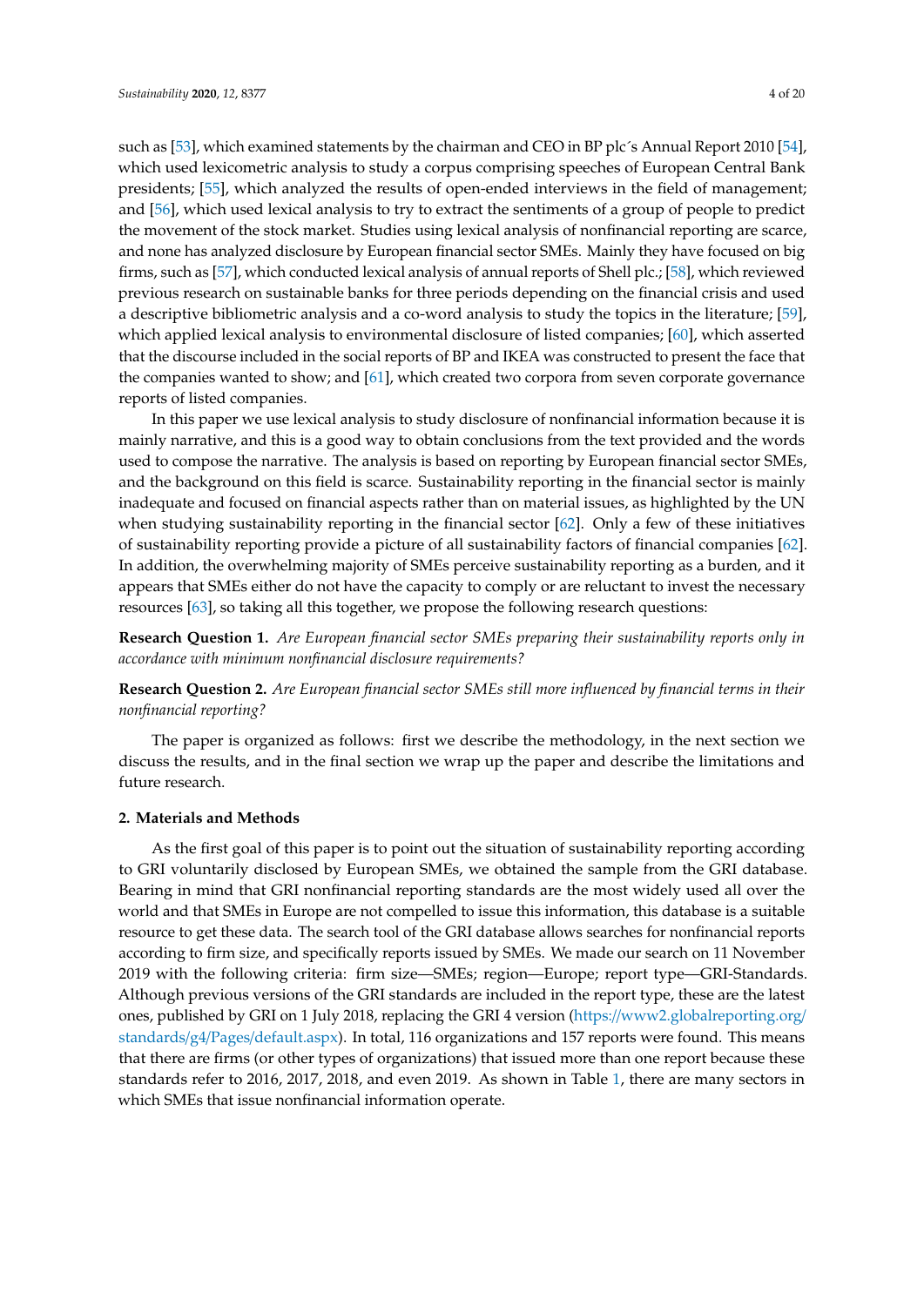such as [53], which examined statements by the chairman and CEO in BP plc´s Annual Report 2010 [54], which used lexicometric analysis to study a corpus comprising speeches of European Central Bank presidents; [55], which analyzed the results of open-ended interviews in the field of management; and [56], which used lexical analysis to try to extract the sentiments of a group of people to predict the movement of the stock market. Studies using lexical analysis of nonfinancial reporting are scarce, and none has analyzed disclosure by European financial sector SMEs. Mainly they have focused on big firms, such as [57], which conducted lexical analysis of annual reports of Shell plc.; [58], which reviewed previous research on sustainable banks for three periods depending on the financial crisis and used a descriptive bibliometric analysis and a co-word analysis to study the topics in the literature; [59], which applied lexical analysis to environmental disclosure of listed companies; [60], which asserted that the discourse included in the social reports of BP and IKEA was constructed to present the face that the companies wanted to show; and [61], which created two corpora from seven corporate governance reports of listed companies.

In this paper we use lexical analysis to study disclosure of nonfinancial information because it is mainly narrative, and this is a good way to obtain conclusions from the text provided and the words used to compose the narrative. The analysis is based on reporting by European financial sector SMEs, and the background on this field is scarce. Sustainability reporting in the financial sector is mainly inadequate and focused on financial aspects rather than on material issues, as highlighted by the UN when studying sustainability reporting in the financial sector [62]. Only a few of these initiatives of sustainability reporting provide a picture of all sustainability factors of financial companies [62]. In addition, the overwhelming majority of SMEs perceive sustainability reporting as a burden, and it appears that SMEs either do not have the capacity to comply or are reluctant to invest the necessary resources [63], so taking all this together, we propose the following research questions:

**Research Question 1.** *Are European financial sector SMEs preparing their sustainability reports only in accordance with minimum nonfinancial disclosure requirements?*

**Research Question 2.** *Are European financial sector SMEs still more influenced by financial terms in their nonfinancial reporting?*

The paper is organized as follows: first we describe the methodology, in the next section we discuss the results, and in the final section we wrap up the paper and describe the limitations and future research.

## 2. Materials and Methods

As the first goal of this paper is to point out the situation of sustainability reporting according to GRI voluntarily disclosed by European SMEs, we obtained the sample from the GRI database. Bearing in mind that GRI nonfinancial reporting standards are the most widely used all over the world and that SMEs in Europe are not compelled to issue this information, this database is a suitable resource to get these data. The search tool of the GRI database allows searches for nonfinancial reports according to firm size, and specifically reports issued by SMEs. We made our search on 11 November 2019 with the following criteria: firm size—SMEs; region—Europe; report type—GRI-Standards. Although previous versions of the GRI standards are included in the report type, these are the latest ones, published by GRI on 1 July 2018, replacing the GRI 4 version (https://www2.globalreporting.org/standards/g4/Pages/default.aspx). In total, 116 organizations and 157 reports were found. This means that there are firms (or other types of organizations) that issued more than one report because these standards refer to 2016, 2017, 2018, and even 2019. As shown in Table 1, there are many sectors in which SMEs that issue nonfinancial information operate.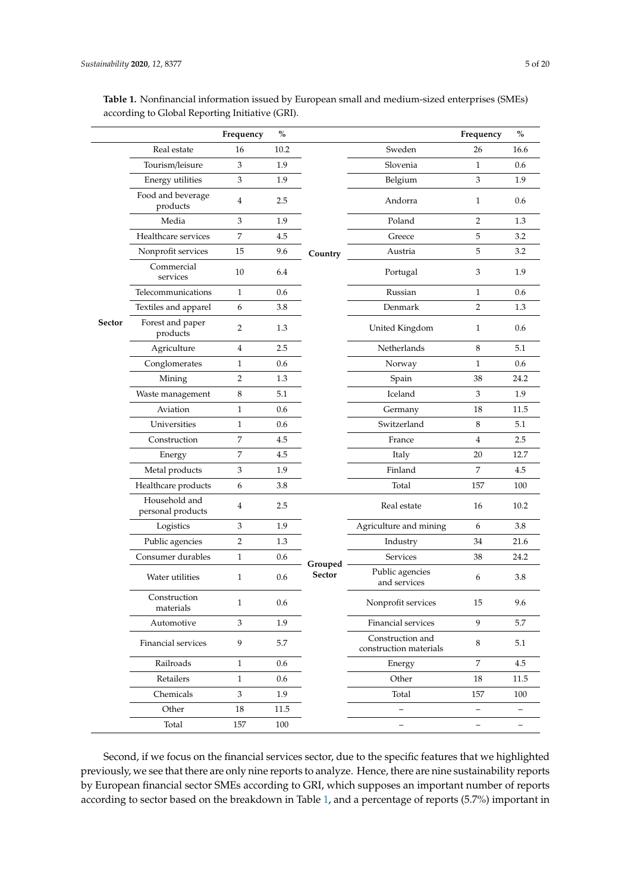**Table 1.** Nonfinancial information issued by European small and medium-sized enterprises (SMEs) according to Global Reporting Initiative (GRI).

| | | Frequency | % | | | Frequency | % |
|---|---|---|---|---|---|---|---|
| **Sector** | Real estate | 16 | 10.2 | **Country** | Sweden | 26 | 16.6 |
| | Tourism/leisure | 3 | 1.9 | | Slovenia | 1 | 0.6 |
| | Energy utilities | 3 | 1.9 | | Belgium | 3 | 1.9 |
| | Food and beverage products | 4 | 2.5 | | Andorra | 1 | 0.6 |
| | Media | 3 | 1.9 | | Poland | 2 | 1.3 |
| | Healthcare services | 7 | 4.5 | | Greece | 5 | 3.2 |
| | Nonprofit services | 15 | 9.6 | | Austria | 5 | 3.2 |
| | Commercial services | 10 | 6.4 | | Portugal | 3 | 1.9 |
| | Telecommunications | 1 | 0.6 | | Russian | 1 | 0.6 |
| | Textiles and apparel | 6 | 3.8 | | Denmark | 2 | 1.3 |
| | Forest and paper products | 2 | 1.3 | | United Kingdom | 1 | 0.6 |
| | Agriculture | 4 | 2.5 | | Netherlands | 8 | 5.1 |
| | Conglomerates | 1 | 0.6 | | Norway | 1 | 0.6 |
| | Mining | 2 | 1.3 | | Spain | 38 | 24.2 |
| | Waste management | 8 | 5.1 | | Iceland | 3 | 1.9 |
| | Aviation | 1 | 0.6 | | Germany | 18 | 11.5 |
| | Universities | 1 | 0.6 | | Switzerland | 8 | 5.1 |
| | Construction | 7 | 4.5 | | France | 4 | 2.5 |
| | Energy | 7 | 4.5 | | Italy | 20 | 12.7 |
| | Metal products | 3 | 1.9 | | Finland | 7 | 4.5 |
| | Healthcare products | 6 | 3.8 | | Total | 157 | 100 |
| | Household and personal products | 4 | 2.5 | **Grouped Sector** | Real estate | 16 | 10.2 |
| | Logistics | 3 | 1.9 | | Agriculture and mining | 6 | 3.8 |
| | Public agencies | 2 | 1.3 | | Industry | 34 | 21.6 |
| | Consumer durables | 1 | 0.6 | | Services | 38 | 24.2 |
| | Water utilities | 1 | 0.6 | | Public agencies and services | 6 | 3.8 |
| | Construction materials | 1 | 0.6 | | Nonprofit services | 15 | 9.6 |
| | Automotive | 3 | 1.9 | | Financial services | 9 | 5.7 |
| | Financial services | 9 | 5.7 | | Construction and construction materials | 8 | 5.1 |
| | Railroads | 1 | 0.6 | | Energy | 7 | 4.5 |
| | Retailers | 1 | 0.6 | | Other | 18 | 11.5 |
| | Chemicals | 3 | 1.9 | | Total | 157 | 100 |
| | Other | 18 | 11.5 | | – | – | – |
| | Total | 157 | 100 | | – | – | – |

Second, if we focus on the financial services sector, due to the specific features that we highlighted previously, we see that there are only nine reports to analyze. Hence, there are nine sustainability reports by European financial sector SMEs according to GRI, which supposes an important number of reports according to sector based on the breakdown in Table 1, and a percentage of reports (5.7%) important in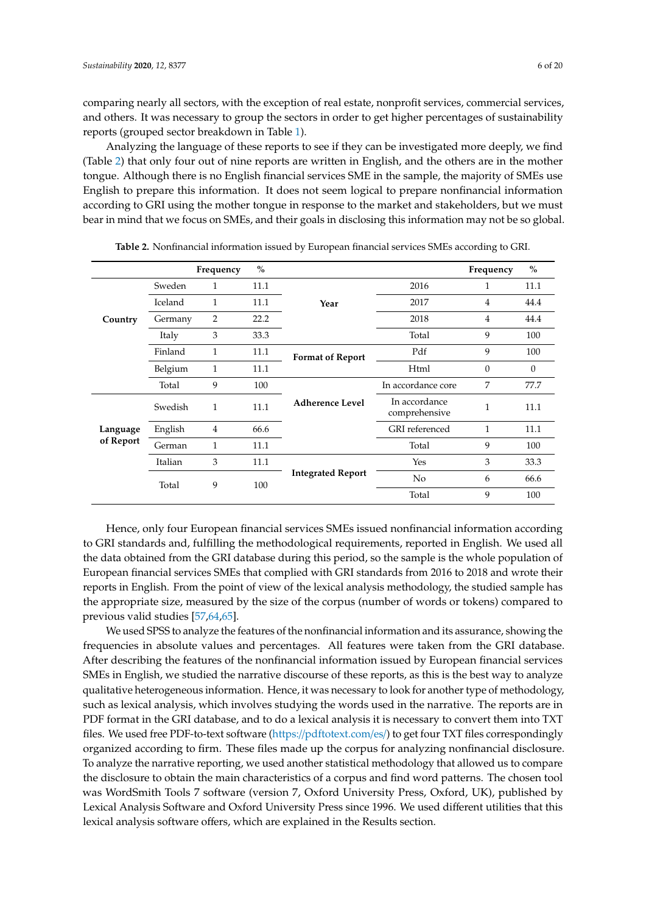comparing nearly all sectors, with the exception of real estate, nonprofit services, commercial services, and others. It was necessary to group the sectors in order to get higher percentages of sustainability reports (grouped sector breakdown in Table 1).

Analyzing the language of these reports to see if they can be investigated more deeply, we find (Table 2) that only four out of nine reports are written in English, and the others are in the mother tongue. Although there is no English financial services SME in the sample, the majority of SMEs use English to prepare this information. It does not seem logical to prepare nonfinancial information according to GRI using the mother tongue in response to the market and stakeholders, but we must bear in mind that we focus on SMEs, and their goals in disclosing this information may not be so global.

**Table 2.** Nonfinancial information issued by European financial services SMEs according to GRI.

| | | Frequency | % | | | Frequency | % |
|---|---|---|---|---|---|---|---|
| **Country** | Sweden | 1 | 11.1 | **Year** | 2016 | 1 | 11.1 |
| | Iceland | 1 | 11.1 | | 2017 | 4 | 44.4 |
| | Germany | 2 | 22.2 | | 2018 | 4 | 44.4 |
| | Italy | 3 | 33.3 | | Total | 9 | 100 |
| | Finland | 1 | 11.1 | **Format of Report** | Pdf | 9 | 100 |
| | Belgium | 1 | 11.1 | | Html | 0 | 0 |
| | Total | 9 | 100 | **Adherence Level** | In accordance core | 7 | 77.7 |
| **Language of Report** | Swedish | 1 | 11.1 | | In accordance comprehensive | 1 | 11.1 |
| | English | 4 | 66.6 | | GRI referenced | 1 | 11.1 |
| | German | 1 | 11.1 | | Total | 9 | 100 |
| | Italian | 3 | 11.1 | **Integrated Report** | Yes | 3 | 33.3 |
| | Total | 9 | 100 | | No | 6 | 66.6 |
| | | | | | Total | 9 | 100 |

Hence, only four European financial services SMEs issued nonfinancial information according to GRI standards and, fulfilling the methodological requirements, reported in English. We used all the data obtained from the GRI database during this period, so the sample is the whole population of European financial services SMEs that complied with GRI standards from 2016 to 2018 and wrote their reports in English. From the point of view of the lexical analysis methodology, the studied sample has the appropriate size, measured by the size of the corpus (number of words or tokens) compared to previous valid studies [57,64,65].

We used SPSS to analyze the features of the nonfinancial information and its assurance, showing the frequencies in absolute values and percentages. All features were taken from the GRI database. After describing the features of the nonfinancial information issued by European financial services SMEs in English, we studied the narrative discourse of these reports, as this is the best way to analyze qualitative heterogeneous information. Hence, it was necessary to look for another type of methodology, such as lexical analysis, which involves studying the words used in the narrative. The reports are in PDF format in the GRI database, and to do a lexical analysis it is necessary to convert them into TXT files. We used free PDF-to-text software (https://pdftotext.com/es/) to get four TXT files correspondingly organized according to firm. These files made up the corpus for analyzing nonfinancial disclosure. To analyze the narrative reporting, we used another statistical methodology that allowed us to compare the disclosure to obtain the main characteristics of a corpus and find word patterns. The chosen tool was WordSmith Tools 7 software (version 7, Oxford University Press, Oxford, UK), published by Lexical Analysis Software and Oxford University Press since 1996. We used different utilities that this lexical analysis software offers, which are explained in the Results section.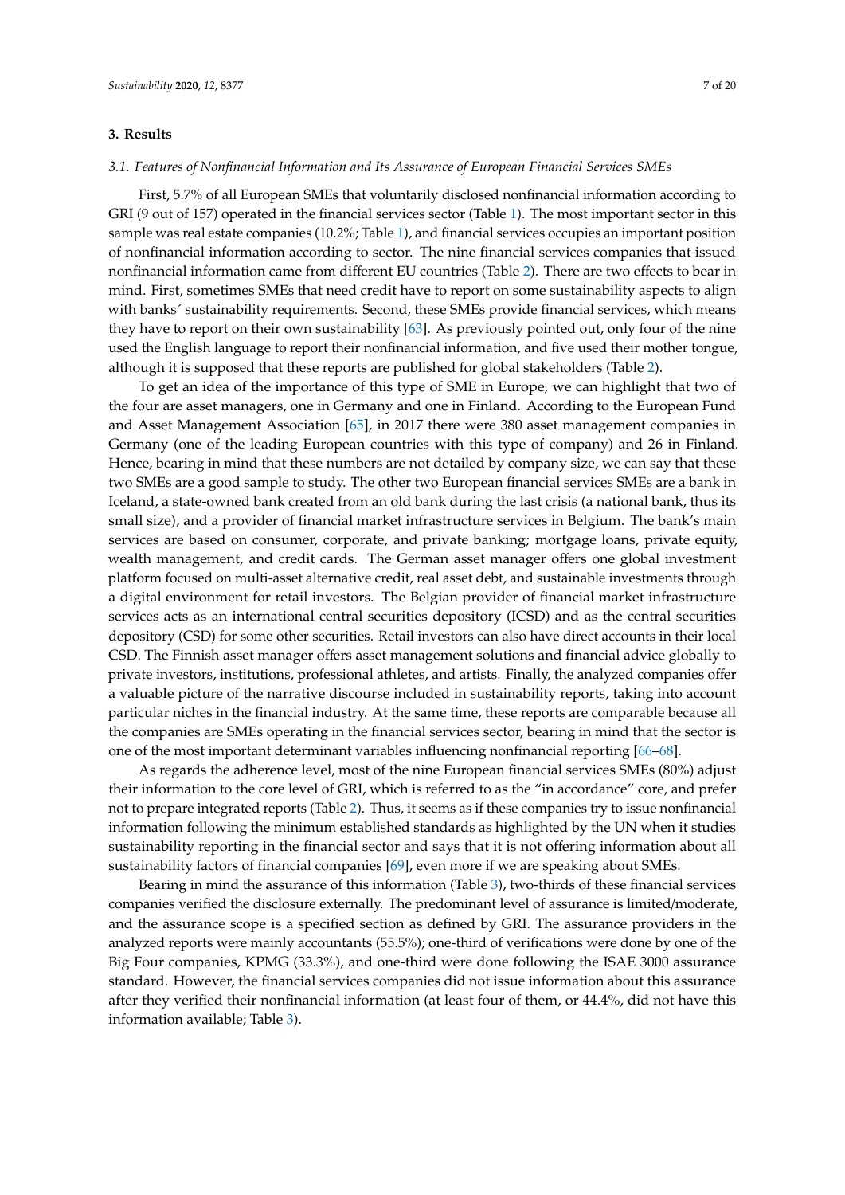## 3. Results

### *3.1. Features of Nonfinancial Information and Its Assurance of European Financial Services SMEs*

First, 5.7% of all European SMEs that voluntarily disclosed nonfinancial information according to GRI (9 out of 157) operated in the financial services sector (Table 1). The most important sector in this sample was real estate companies (10.2%; Table 1), and financial services occupies an important position of nonfinancial information according to sector. The nine financial services companies that issued nonfinancial information came from different EU countries (Table 2). There are two effects to bear in mind. First, sometimes SMEs that need credit have to report on some sustainability aspects to align with banks´ sustainability requirements. Second, these SMEs provide financial services, which means they have to report on their own sustainability [63]. As previously pointed out, only four of the nine used the English language to report their nonfinancial information, and five used their mother tongue, although it is supposed that these reports are published for global stakeholders (Table 2).

To get an idea of the importance of this type of SME in Europe, we can highlight that two of the four are asset managers, one in Germany and one in Finland. According to the European Fund and Asset Management Association [65], in 2017 there were 380 asset management companies in Germany (one of the leading European countries with this type of company) and 26 in Finland. Hence, bearing in mind that these numbers are not detailed by company size, we can say that these two SMEs are a good sample to study. The other two European financial services SMEs are a bank in Iceland, a state-owned bank created from an old bank during the last crisis (a national bank, thus its small size), and a provider of financial market infrastructure services in Belgium. The bank's main services are based on consumer, corporate, and private banking; mortgage loans, private equity, wealth management, and credit cards. The German asset manager offers one global investment platform focused on multi-asset alternative credit, real asset debt, and sustainable investments through a digital environment for retail investors. The Belgian provider of financial market infrastructure services acts as an international central securities depository (ICSD) and as the central securities depository (CSD) for some other securities. Retail investors can also have direct accounts in their local CSD. The Finnish asset manager offers asset management solutions and financial advice globally to private investors, institutions, professional athletes, and artists. Finally, the analyzed companies offer a valuable picture of the narrative discourse included in sustainability reports, taking into account particular niches in the financial industry. At the same time, these reports are comparable because all the companies are SMEs operating in the financial services sector, bearing in mind that the sector is one of the most important determinant variables influencing nonfinancial reporting [66–68].

As regards the adherence level, most of the nine European financial services SMEs (80%) adjust their information to the core level of GRI, which is referred to as the "in accordance" core, and prefer not to prepare integrated reports (Table 2). Thus, it seems as if these companies try to issue nonfinancial information following the minimum established standards as highlighted by the UN when it studies sustainability reporting in the financial sector and says that it is not offering information about all sustainability factors of financial companies [69], even more if we are speaking about SMEs.

Bearing in mind the assurance of this information (Table 3), two-thirds of these financial services companies verified the disclosure externally. The predominant level of assurance is limited/moderate, and the assurance scope is a specified section as defined by GRI. The assurance providers in the analyzed reports were mainly accountants (55.5%); one-third of verifications were done by one of the Big Four companies, KPMG (33.3%), and one-third were done following the ISAE 3000 assurance standard. However, the financial services companies did not issue information about this assurance after they verified their nonfinancial information (at least four of them, or 44.4%, did not have this information available; Table 3).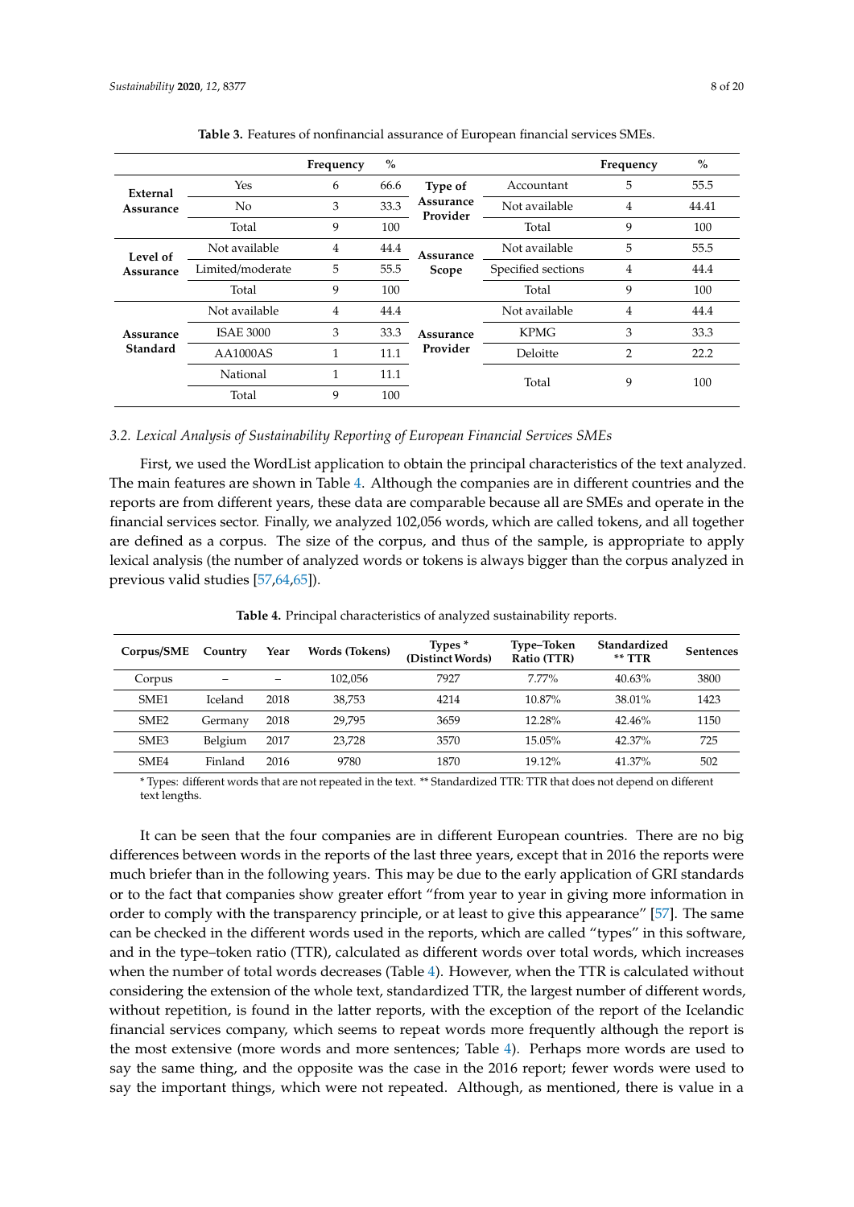**Table 3.** Features of nonfinancial assurance of European financial services SMEs.

| | | Frequency | % | | | Frequency | % |
|---|---|---|---|---|---|---|---|
| **External Assurance** | Yes | 6 | 66.6 | **Type of Assurance Provider** | Accountant | 5 | 55.5 |
| | No | 3 | 33.3 | | Not available | 4 | 44.41 |
| | Total | 9 | 100 | | Total | 9 | 100 |
| **Level of Assurance** | Not available | 4 | 44.4 | **Assurance Scope** | Not available | 5 | 55.5 |
| | Limited/moderate | 5 | 55.5 | | Specified sections | 4 | 44.4 |
| | Total | 9 | 100 | | Total | 9 | 100 |
| **Assurance Standard** | Not available | 4 | 44.4 | **Assurance Provider** | Not available | 4 | 44.4 |
| | ISAE 3000 | 3 | 33.3 | | KPMG | 3 | 33.3 |
| | AA1000AS | 1 | 11.1 | | Deloitte | 2 | 22.2 |
| | National | 1 | 11.1 | | Total | 9 | 100 |
| | Total | 9 | 100 | | | | |

### 3.2. Lexical Analysis of Sustainability Reporting of European Financial Services SMEs

First, we used the WordList application to obtain the principal characteristics of the text analyzed. The main features are shown in Table 4. Although the companies are in different countries and the reports are from different years, these data are comparable because all are SMEs and operate in the financial services sector. Finally, we analyzed 102,056 words, which are called tokens, and all together are defined as a corpus. The size of the corpus, and thus of the sample, is appropriate to apply lexical analysis (the number of analyzed words or tokens is always bigger than the corpus analyzed in previous valid studies [57,64,65]).

**Table 4.** Principal characteristics of analyzed sustainability reports.

| Corpus/SME | Country | Year | Words (Tokens) | Types * (Distinct Words) | Type–Token Ratio (TTR) | Standardized ** TTR | Sentences |
|---|---|---|---|---|---|---|---|
| Corpus | – | – | 102,056 | 7927 | 7.77% | 40.63% | 3800 |
| SME1 | Iceland | 2018 | 38,753 | 4214 | 10.87% | 38.01% | 1423 |
| SME2 | Germany | 2018 | 29,795 | 3659 | 12.28% | 42.46% | 1150 |
| SME3 | Belgium | 2017 | 23,728 | 3570 | 15.05% | 42.37% | 725 |
| SME4 | Finland | 2016 | 9780 | 1870 | 19.12% | 41.37% | 502 |

* Types: different words that are not repeated in the text. ** Standardized TTR: TTR that does not depend on different text lengths.

It can be seen that the four companies are in different European countries. There are no big differences between words in the reports of the last three years, except that in 2016 the reports were much briefer than in the following years. This may be due to the early application of GRI standards or to the fact that companies show greater effort "from year to year in giving more information in order to comply with the transparency principle, or at least to give this appearance" [57]. The same can be checked in the different words used in the reports, which are called "types" in this software, and in the type–token ratio (TTR), calculated as different words over total words, which increases when the number of total words decreases (Table 4). However, when the TTR is calculated without considering the extension of the whole text, standardized TTR, the largest number of different words, without repetition, is found in the latter reports, with the exception of the report of the Icelandic financial services company, which seems to repeat words more frequently although the report is the most extensive (more words and more sentences; Table 4). Perhaps more words are used to say the same thing, and the opposite was the case in the 2016 report; fewer words were used to say the important things, which were not repeated. Although, as mentioned, there is value in a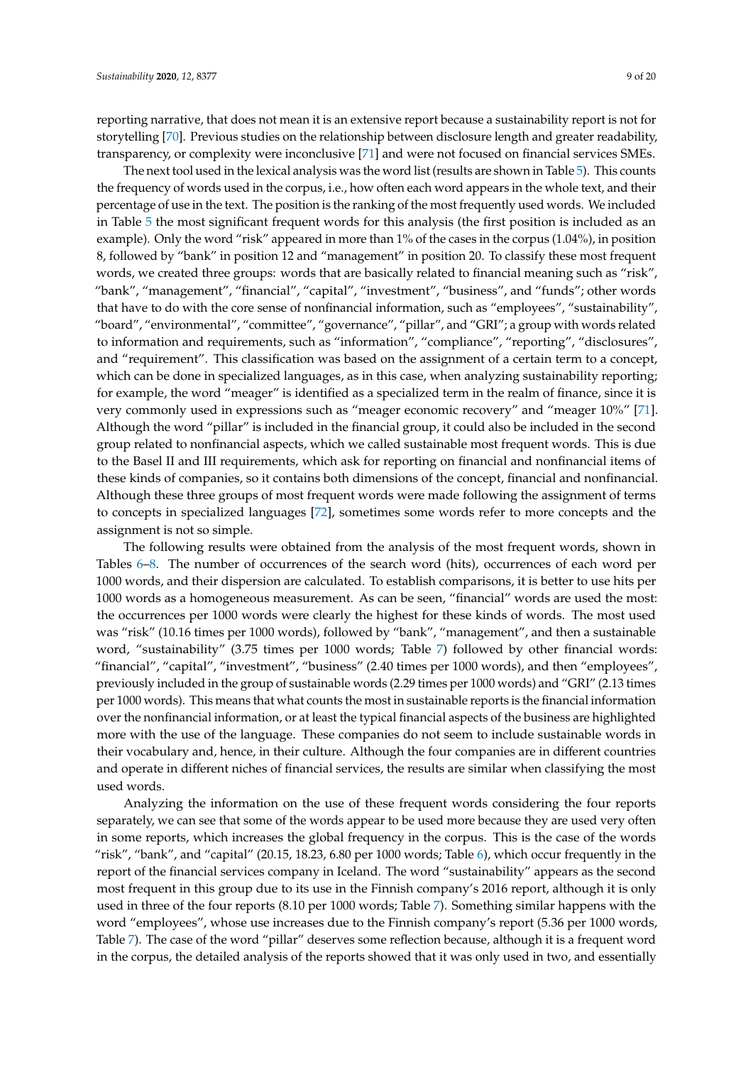reporting narrative, that does not mean it is an extensive report because a sustainability report is not for storytelling [70]. Previous studies on the relationship between disclosure length and greater readability, transparency, or complexity were inconclusive [71] and were not focused on financial services SMEs.

The next tool used in the lexical analysis was the word list (results are shown in Table 5). This counts the frequency of words used in the corpus, i.e., how often each word appears in the whole text, and their percentage of use in the text. The position is the ranking of the most frequently used words. We included in Table 5 the most significant frequent words for this analysis (the first position is included as an example). Only the word "risk" appeared in more than 1% of the cases in the corpus (1.04%), in position 8, followed by "bank" in position 12 and "management" in position 20. To classify these most frequent words, we created three groups: words that are basically related to financial meaning such as "risk", "bank", "management", "financial", "capital", "investment", "business", and "funds"; other words that have to do with the core sense of nonfinancial information, such as "employees", "sustainability", "board", "environmental", "committee", "governance", "pillar", and "GRI"; a group with words related to information and requirements, such as "information", "compliance", "reporting", "disclosures", and "requirement". This classification was based on the assignment of a certain term to a concept, which can be done in specialized languages, as in this case, when analyzing sustainability reporting; for example, the word "meager" is identified as a specialized term in the realm of finance, since it is very commonly used in expressions such as "meager economic recovery" and "meager 10%" [71]. Although the word "pillar" is included in the financial group, it could also be included in the second group related to nonfinancial aspects, which we called sustainable most frequent words. This is due to the Basel II and III requirements, which ask for reporting on financial and nonfinancial items of these kinds of companies, so it contains both dimensions of the concept, financial and nonfinancial. Although these three groups of most frequent words were made following the assignment of terms to concepts in specialized languages [72], sometimes some words refer to more concepts and the assignment is not so simple.

The following results were obtained from the analysis of the most frequent words, shown in Tables 6–8. The number of occurrences of the search word (hits), occurrences of each word per 1000 words, and their dispersion are calculated. To establish comparisons, it is better to use hits per 1000 words as a homogeneous measurement. As can be seen, "financial" words are used the most: the occurrences per 1000 words were clearly the highest for these kinds of words. The most used was "risk" (10.16 times per 1000 words), followed by "bank", "management", and then a sustainable word, "sustainability" (3.75 times per 1000 words; Table 7) followed by other financial words: "financial", "capital", "investment", "business" (2.40 times per 1000 words), and then "employees", previously included in the group of sustainable words (2.29 times per 1000 words) and "GRI" (2.13 times per 1000 words). This means that what counts the most in sustainable reports is the financial information over the nonfinancial information, or at least the typical financial aspects of the business are highlighted more with the use of the language. These companies do not seem to include sustainable words in their vocabulary and, hence, in their culture. Although the four companies are in different countries and operate in different niches of financial services, the results are similar when classifying the most used words.

Analyzing the information on the use of these frequent words considering the four reports separately, we can see that some of the words appear to be used more because they are used very often in some reports, which increases the global frequency in the corpus. This is the case of the words "risk", "bank", and "capital" (20.15, 18.23, 6.80 per 1000 words; Table 6), which occur frequently in the report of the financial services company in Iceland. The word "sustainability" appears as the second most frequent in this group due to its use in the Finnish company's 2016 report, although it is only used in three of the four reports (8.10 per 1000 words; Table 7). Something similar happens with the word "employees", whose use increases due to the Finnish company's report (5.36 per 1000 words, Table 7). The case of the word "pillar" deserves some reflection because, although it is a frequent word in the corpus, the detailed analysis of the reports showed that it was only used in two, and essentially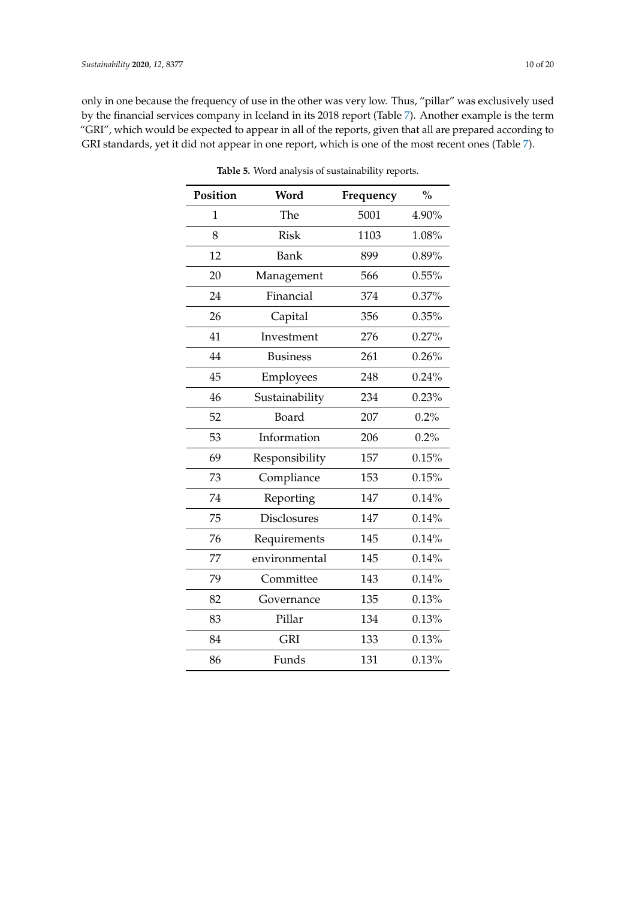only in one because the frequency of use in the other was very low. Thus, "pillar" was exclusively used by the financial services company in Iceland in its 2018 report (Table 7). Another example is the term "GRI", which would be expected to appear in all of the reports, given that all are prepared according to GRI standards, yet it did not appear in one report, which is one of the most recent ones (Table 7).

**Table 5.** Word analysis of sustainability reports.

| Position | Word | Frequency | % |
|---|---|---|---|
| 1 | The | 5001 | 4.90% |
| 8 | Risk | 1103 | 1.08% |
| 12 | Bank | 899 | 0.89% |
| 20 | Management | 566 | 0.55% |
| 24 | Financial | 374 | 0.37% |
| 26 | Capital | 356 | 0.35% |
| 41 | Investment | 276 | 0.27% |
| 44 | Business | 261 | 0.26% |
| 45 | Employees | 248 | 0.24% |
| 46 | Sustainability | 234 | 0.23% |
| 52 | Board | 207 | 0.2% |
| 53 | Information | 206 | 0.2% |
| 69 | Responsibility | 157 | 0.15% |
| 73 | Compliance | 153 | 0.15% |
| 74 | Reporting | 147 | 0.14% |
| 75 | Disclosures | 147 | 0.14% |
| 76 | Requirements | 145 | 0.14% |
| 77 | environmental | 145 | 0.14% |
| 79 | Committee | 143 | 0.14% |
| 82 | Governance | 135 | 0.13% |
| 83 | Pillar | 134 | 0.13% |
| 84 | GRI | 133 | 0.13% |
| 86 | Funds | 131 | 0.13% |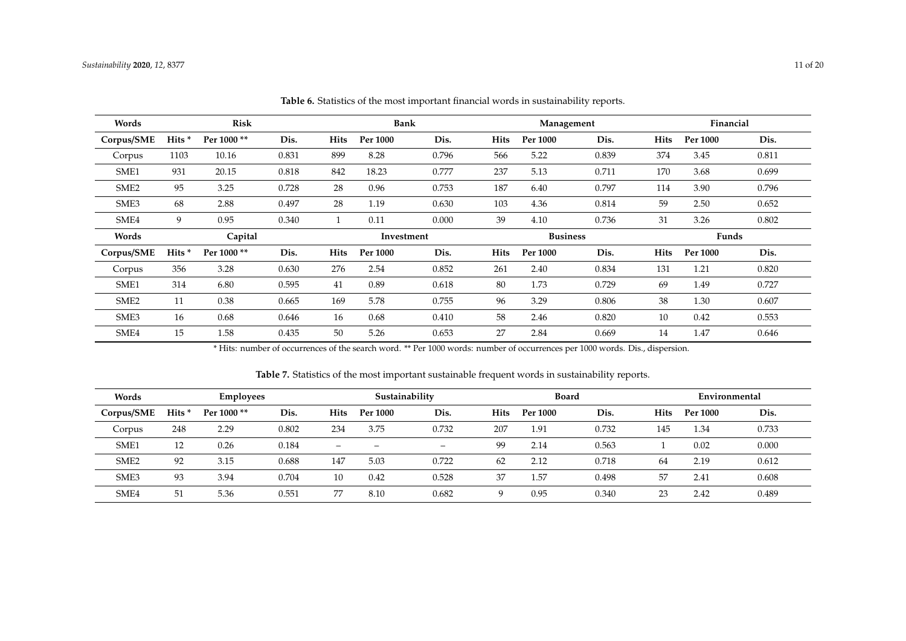**Table 6.** Statistics of the most important financial words in sustainability reports.

| Words | Risk | | | Bank | | | Management | | | Financial | | |
|---|---|---|---|---|---|---|---|---|---|---|---|---|
| Corpus/SME | Hits * | Per 1000 ** | Dis. | Hits | Per 1000 | Dis. | Hits | Per 1000 | Dis. | Hits | Per 1000 | Dis. |
| Corpus | 1103 | 10.16 | 0.831 | 899 | 8.28 | 0.796 | 566 | 5.22 | 0.839 | 374 | 3.45 | 0.811 |
| SME1 | 931 | 20.15 | 0.818 | 842 | 18.23 | 0.777 | 237 | 5.13 | 0.711 | 170 | 3.68 | 0.699 |
| SME2 | 95 | 3.25 | 0.728 | 28 | 0.96 | 0.753 | 187 | 6.40 | 0.797 | 114 | 3.90 | 0.796 |
| SME3 | 68 | 2.88 | 0.497 | 28 | 1.19 | 0.630 | 103 | 4.36 | 0.814 | 59 | 2.50 | 0.652 |
| SME4 | 9 | 0.95 | 0.340 | 1 | 0.11 | 0.000 | 39 | 4.10 | 0.736 | 31 | 3.26 | 0.802 |
| **Words** | **Capital** | | | **Investment** | | | **Business** | | | **Funds** | | |
| **Corpus/SME** | **Hits *** | **Per 1000 **** | **Dis.** | **Hits** | **Per 1000** | **Dis.** | **Hits** | **Per 1000** | **Dis.** | **Hits** | **Per 1000** | **Dis.** |
| Corpus | 356 | 3.28 | 0.630 | 276 | 2.54 | 0.852 | 261 | 2.40 | 0.834 | 131 | 1.21 | 0.820 |
| SME1 | 314 | 6.80 | 0.595 | 41 | 0.89 | 0.618 | 80 | 1.73 | 0.729 | 69 | 1.49 | 0.727 |
| SME2 | 11 | 0.38 | 0.665 | 169 | 5.78 | 0.755 | 96 | 3.29 | 0.806 | 38 | 1.30 | 0.607 |
| SME3 | 16 | 0.68 | 0.646 | 16 | 0.68 | 0.410 | 58 | 2.46 | 0.820 | 10 | 0.42 | 0.553 |
| SME4 | 15 | 1.58 | 0.435 | 50 | 5.26 | 0.653 | 27 | 2.84 | 0.669 | 14 | 1.47 | 0.646 |

* Hits: number of occurrences of the search word. ** Per 1000 words: number of occurrences per 1000 words. Dis., dispersion.

**Table 7.** Statistics of the most important sustainable frequent words in sustainability reports.

| Words | Employees | | | Sustainability | | | Board | | | Environmental | | |
|---|---|---|---|---|---|---|---|---|---|---|---|---|
| Corpus/SME | Hits * | Per 1000 ** | Dis. | Hits | Per 1000 | Dis. | Hits | Per 1000 | Dis. | Hits | Per 1000 | Dis. |
| Corpus | 248 | 2.29 | 0.802 | 234 | 3.75 | 0.732 | 207 | 1.91 | 0.732 | 145 | 1.34 | 0.733 |
| SME1 | 12 | 0.26 | 0.184 | – | – | – | 99 | 2.14 | 0.563 | 1 | 0.02 | 0.000 |
| SME2 | 92 | 3.15 | 0.688 | 147 | 5.03 | 0.722 | 62 | 2.12 | 0.718 | 64 | 2.19 | 0.612 |
| SME3 | 93 | 3.94 | 0.704 | 10 | 0.42 | 0.528 | 37 | 1.57 | 0.498 | 57 | 2.41 | 0.608 |
| SME4 | 51 | 5.36 | 0.551 | 77 | 8.10 | 0.682 | 9 | 0.95 | 0.340 | 23 | 2.42 | 0.489 |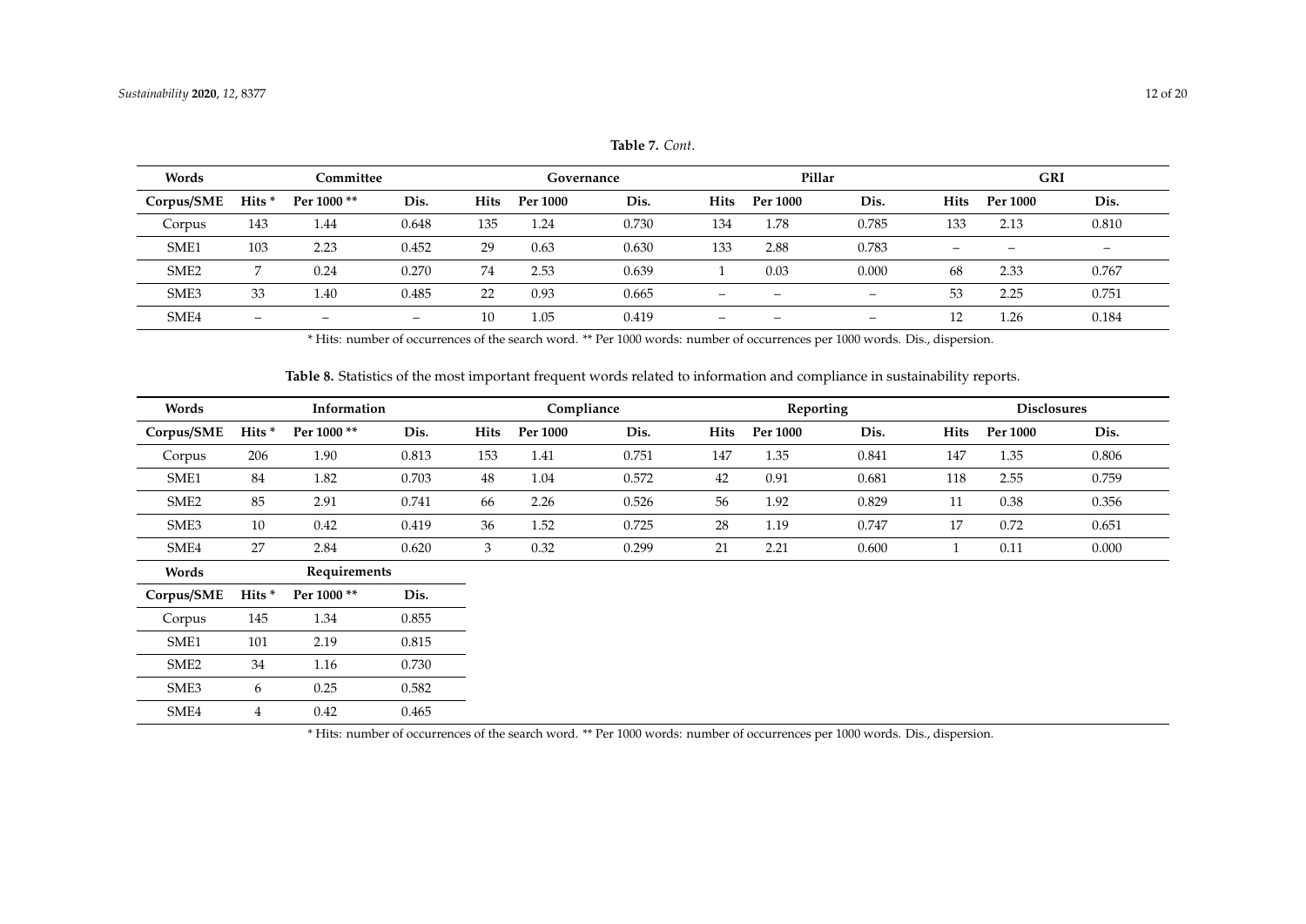**Table 7.** *Cont*.

| Words | Committee | | | Governance | | | Pillar | | | GRI | | |
|---|---|---|---|---|---|---|---|---|---|---|---|---|
| Corpus/SME | Hits * | Per 1000 ** | Dis. | Hits | Per 1000 | Dis. | Hits | Per 1000 | Dis. | Hits | Per 1000 | Dis. |
| Corpus | 143 | 1.44 | 0.648 | 135 | 1.24 | 0.730 | 134 | 1.78 | 0.785 | 133 | 2.13 | 0.810 |
| SME1 | 103 | 2.23 | 0.452 | 29 | 0.63 | 0.630 | 133 | 2.88 | 0.783 | – | – | – |
| SME2 | 7 | 0.24 | 0.270 | 74 | 2.53 | 0.639 | 1 | 0.03 | 0.000 | 68 | 2.33 | 0.767 |
| SME3 | 33 | 1.40 | 0.485 | 22 | 0.93 | 0.665 | – | – | – | 53 | 2.25 | 0.751 |
| SME4 | – | – | – | 10 | 1.05 | 0.419 | – | – | – | 12 | 1.26 | 0.184 |

\* Hits: number of occurrences of the search word. ** Per 1000 words: number of occurrences per 1000 words. Dis., dispersion.

**Table 8.** Statistics of the most important frequent words related to information and compliance in sustainability reports.

| Words | Information | | | Compliance | | | Reporting | | | Disclosures | | |
|---|---|---|---|---|---|---|---|---|---|---|---|---|
| Corpus/SME | Hits * | Per 1000 ** | Dis. | Hits | Per 1000 | Dis. | Hits | Per 1000 | Dis. | Hits | Per 1000 | Dis. |
| Corpus | 206 | 1.90 | 0.813 | 153 | 1.41 | 0.751 | 147 | 1.35 | 0.841 | 147 | 1.35 | 0.806 |
| SME1 | 84 | 1.82 | 0.703 | 48 | 1.04 | 0.572 | 42 | 0.91 | 0.681 | 118 | 2.55 | 0.759 |
| SME2 | 85 | 2.91 | 0.741 | 66 | 2.26 | 0.526 | 56 | 1.92 | 0.829 | 11 | 0.38 | 0.356 |
| SME3 | 10 | 0.42 | 0.419 | 36 | 1.52 | 0.725 | 28 | 1.19 | 0.747 | 17 | 0.72 | 0.651 |
| SME4 | 27 | 2.84 | 0.620 | 3 | 0.32 | 0.299 | 21 | 2.21 | 0.600 | 1 | 0.11 | 0.000 |
| **Words** | **Requirements** | | | | | | | | | | | |
| **Corpus/SME** | **Hits *** | **Per 1000 **** | **Dis.** | | | | | | | | | |
| Corpus | 145 | 1.34 | 0.855 | | | | | | | | | |
| SME1 | 101 | 2.19 | 0.815 | | | | | | | | | |
| SME2 | 34 | 1.16 | 0.730 | | | | | | | | | |
| SME3 | 6 | 0.25 | 0.582 | | | | | | | | | |
| SME4 | 4 | 0.42 | 0.465 | | | | | | | | | |

\* Hits: number of occurrences of the search word. ** Per 1000 words: number of occurrences per 1000 words. Dis., dispersion.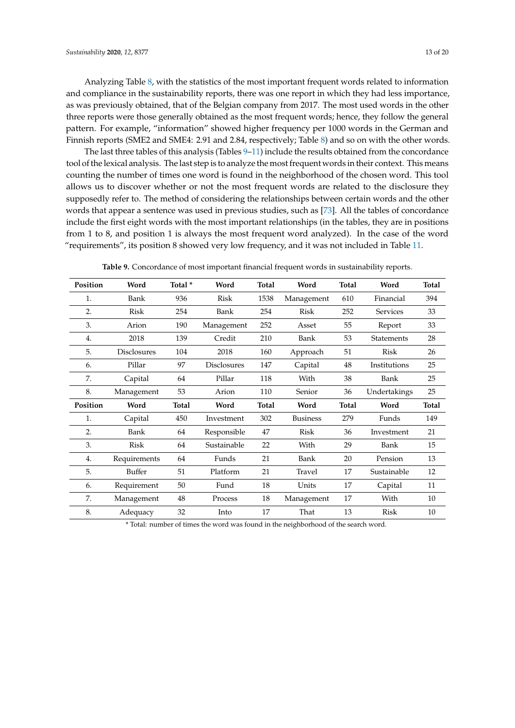Analyzing Table 8, with the statistics of the most important frequent words related to information and compliance in the sustainability reports, there was one report in which they had less importance, as was previously obtained, that of the Belgian company from 2017. The most used words in the other three reports were those generally obtained as the most frequent words; hence, they follow the general pattern. For example, "information" showed higher frequency per 1000 words in the German and Finnish reports (SME2 and SME4: 2.91 and 2.84, respectively; Table 8) and so on with the other words.

The last three tables of this analysis (Tables 9–11) include the results obtained from the concordance tool of the lexical analysis. The last step is to analyze the most frequent words in their context. This means counting the number of times one word is found in the neighborhood of the chosen word. This tool allows us to discover whether or not the most frequent words are related to the disclosure they supposedly refer to. The method of considering the relationships between certain words and the other words that appear a sentence was used in previous studies, such as [73]. All the tables of concordance include the first eight words with the most important relationships (in the tables, they are in positions from 1 to 8, and position 1 is always the most frequent word analyzed). In the case of the word "requirements", its position 8 showed very low frequency, and it was not included in Table 11.

**Table 9.** Concordance of most important financial frequent words in sustainability reports.

| Position | Word | Total * | Word | Total | Word | Total | Word | Total |
|---|---|---|---|---|---|---|---|---|
| 1. | Bank | 936 | Risk | 1538 | Management | 610 | Financial | 394 |
| 2. | Risk | 254 | Bank | 254 | Risk | 252 | Services | 33 |
| 3. | Arion | 190 | Management | 252 | Asset | 55 | Report | 33 |
| 4. | 2018 | 139 | Credit | 210 | Bank | 53 | Statements | 28 |
| 5. | Disclosures | 104 | 2018 | 160 | Approach | 51 | Risk | 26 |
| 6. | Pillar | 97 | Disclosures | 147 | Capital | 48 | Institutions | 25 |
| 7. | Capital | 64 | Pillar | 118 | With | 38 | Bank | 25 |
| 8. | Management | 53 | Arion | 110 | Senior | 36 | Undertakings | 25 |
| **Position** | **Word** | **Total** | **Word** | **Total** | **Word** | **Total** | **Word** | **Total** |
| 1. | Capital | 450 | Investment | 302 | Business | 279 | Funds | 149 |
| 2. | Bank | 64 | Responsible | 47 | Risk | 36 | Investment | 21 |
| 3. | Risk | 64 | Sustainable | 22 | With | 29 | Bank | 15 |
| 4. | Requirements | 64 | Funds | 21 | Bank | 20 | Pension | 13 |
| 5. | Buffer | 51 | Platform | 21 | Travel | 17 | Sustainable | 12 |
| 6. | Requirement | 50 | Fund | 18 | Units | 17 | Capital | 11 |
| 7. | Management | 48 | Process | 18 | Management | 17 | With | 10 |
| 8. | Adequacy | 32 | Into | 17 | That | 13 | Risk | 10 |

* Total: number of times the word was found in the neighborhood of the search word.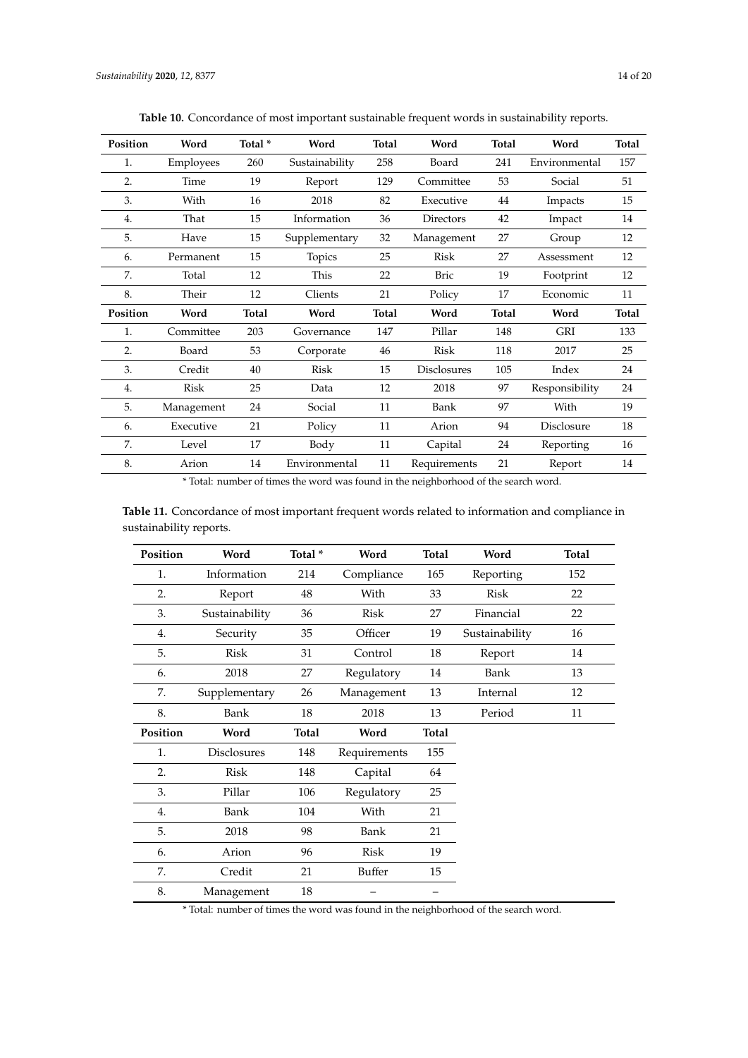**Table 10.** Concordance of most important sustainable frequent words in sustainability reports.

| Position | Word | Total * | Word | Total | Word | Total | Word | Total |
|---|---|---|---|---|---|---|---|---|
| 1. | Employees | 260 | Sustainability | 258 | Board | 241 | Environmental | 157 |
| 2. | Time | 19 | Report | 129 | Committee | 53 | Social | 51 |
| 3. | With | 16 | 2018 | 82 | Executive | 44 | Impacts | 15 |
| 4. | That | 15 | Information | 36 | Directors | 42 | Impact | 14 |
| 5. | Have | 15 | Supplementary | 32 | Management | 27 | Group | 12 |
| 6. | Permanent | 15 | Topics | 25 | Risk | 27 | Assessment | 12 |
| 7. | Total | 12 | This | 22 | Bric | 19 | Footprint | 12 |
| 8. | Their | 12 | Clients | 21 | Policy | 17 | Economic | 11 |
| **Position** | **Word** | **Total** | **Word** | **Total** | **Word** | **Total** | **Word** | **Total** |
| 1. | Committee | 203 | Governance | 147 | Pillar | 148 | GRI | 133 |
| 2. | Board | 53 | Corporate | 46 | Risk | 118 | 2017 | 25 |
| 3. | Credit | 40 | Risk | 15 | Disclosures | 105 | Index | 24 |
| 4. | Risk | 25 | Data | 12 | 2018 | 97 | Responsibility | 24 |
| 5. | Management | 24 | Social | 11 | Bank | 97 | With | 19 |
| 6. | Executive | 21 | Policy | 11 | Arion | 94 | Disclosure | 18 |
| 7. | Level | 17 | Body | 11 | Capital | 24 | Reporting | 16 |
| 8. | Arion | 14 | Environmental | 11 | Requirements | 21 | Report | 14 |

* Total: number of times the word was found in the neighborhood of the search word.

**Table 11.** Concordance of most important frequent words related to information and compliance in sustainability reports.

| Position | Word | Total * | Word | Total | Word | Total |
|---|---|---|---|---|---|---|
| 1. | Information | 214 | Compliance | 165 | Reporting | 152 |
| 2. | Report | 48 | With | 33 | Risk | 22 |
| 3. | Sustainability | 36 | Risk | 27 | Financial | 22 |
| 4. | Security | 35 | Officer | 19 | Sustainability | 16 |
| 5. | Risk | 31 | Control | 18 | Report | 14 |
| 6. | 2018 | 27 | Regulatory | 14 | Bank | 13 |
| 7. | Supplementary | 26 | Management | 13 | Internal | 12 |
| 8. | Bank | 18 | 2018 | 13 | Period | 11 |
| **Position** | **Word** | **Total** | **Word** | **Total** | | |
| 1. | Disclosures | 148 | Requirements | 155 | | |
| 2. | Risk | 148 | Capital | 64 | | |
| 3. | Pillar | 106 | Regulatory | 25 | | |
| 4. | Bank | 104 | With | 21 | | |
| 5. | 2018 | 98 | Bank | 21 | | |
| 6. | Arion | 96 | Risk | 19 | | |
| 7. | Credit | 21 | Buffer | 15 | | |
| 8. | Management | 18 | – | – | | |

* Total: number of times the word was found in the neighborhood of the search word.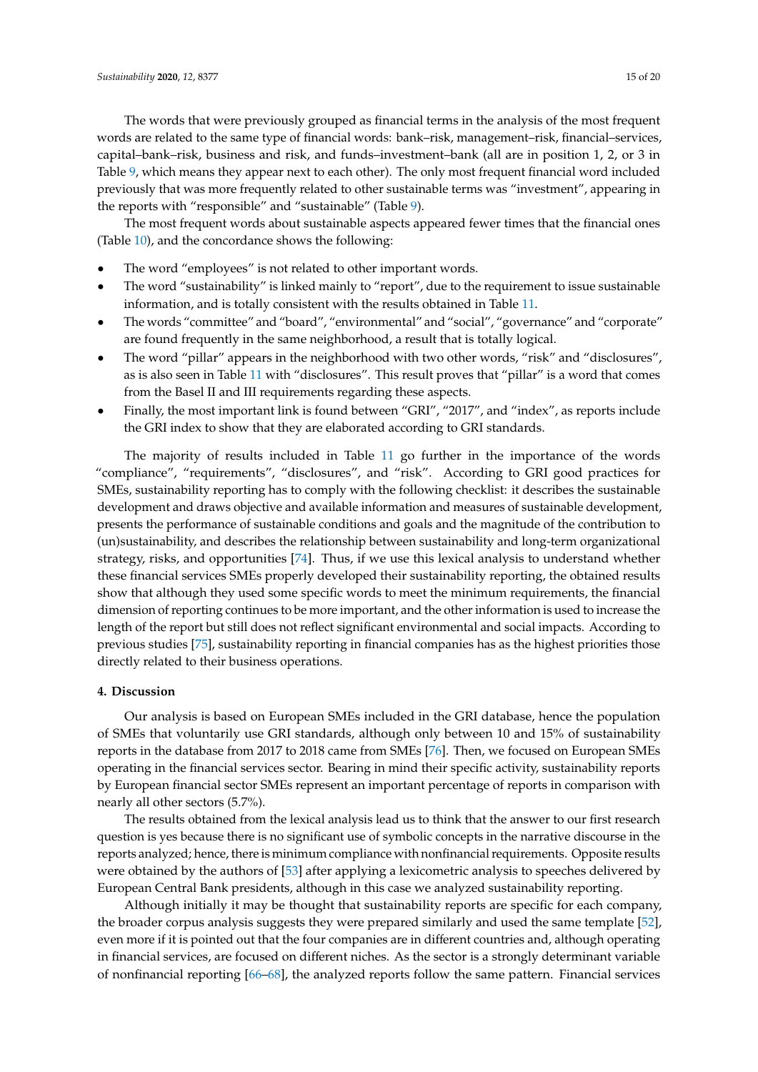The words that were previously grouped as financial terms in the analysis of the most frequent words are related to the same type of financial words: bank–risk, management–risk, financial–services, capital–bank–risk, business and risk, and funds–investment–bank (all are in position 1, 2, or 3 in Table 9, which means they appear next to each other). The only most frequent financial word included previously that was more frequently related to other sustainable terms was "investment", appearing in the reports with "responsible" and "sustainable" (Table 9).

The most frequent words about sustainable aspects appeared fewer times that the financial ones (Table 10), and the concordance shows the following:

- The word "employees" is not related to other important words.
- The word "sustainability" is linked mainly to "report", due to the requirement to issue sustainable information, and is totally consistent with the results obtained in Table 11.
- The words "committee" and "board", "environmental" and "social", "governance" and "corporate" are found frequently in the same neighborhood, a result that is totally logical.
- The word "pillar" appears in the neighborhood with two other words, "risk" and "disclosures", as is also seen in Table 11 with "disclosures". This result proves that "pillar" is a word that comes from the Basel II and III requirements regarding these aspects.
- Finally, the most important link is found between "GRI", "2017", and "index", as reports include the GRI index to show that they are elaborated according to GRI standards.

The majority of results included in Table 11 go further in the importance of the words "compliance", "requirements", "disclosures", and "risk". According to GRI good practices for SMEs, sustainability reporting has to comply with the following checklist: it describes the sustainable development and draws objective and available information and measures of sustainable development, presents the performance of sustainable conditions and goals and the magnitude of the contribution to (un)sustainability, and describes the relationship between sustainability and long-term organizational strategy, risks, and opportunities [74]. Thus, if we use this lexical analysis to understand whether these financial services SMEs properly developed their sustainability reporting, the obtained results show that although they used some specific words to meet the minimum requirements, the financial dimension of reporting continues to be more important, and the other information is used to increase the length of the report but still does not reflect significant environmental and social impacts. According to previous studies [75], sustainability reporting in financial companies has as the highest priorities those directly related to their business operations.

## 4. Discussion

Our analysis is based on European SMEs included in the GRI database, hence the population of SMEs that voluntarily use GRI standards, although only between 10 and 15% of sustainability reports in the database from 2017 to 2018 came from SMEs [76]. Then, we focused on European SMEs operating in the financial services sector. Bearing in mind their specific activity, sustainability reports by European financial sector SMEs represent an important percentage of reports in comparison with nearly all other sectors (5.7%).

The results obtained from the lexical analysis lead us to think that the answer to our first research question is yes because there is no significant use of symbolic concepts in the narrative discourse in the reports analyzed; hence, there is minimum compliance with nonfinancial requirements. Opposite results were obtained by the authors of [53] after applying a lexicometric analysis to speeches delivered by European Central Bank presidents, although in this case we analyzed sustainability reporting.

Although initially it may be thought that sustainability reports are specific for each company, the broader corpus analysis suggests they were prepared similarly and used the same template [52], even more if it is pointed out that the four companies are in different countries and, although operating in financial services, are focused on different niches. As the sector is a strongly determinant variable of nonfinancial reporting [66–68], the analyzed reports follow the same pattern. Financial services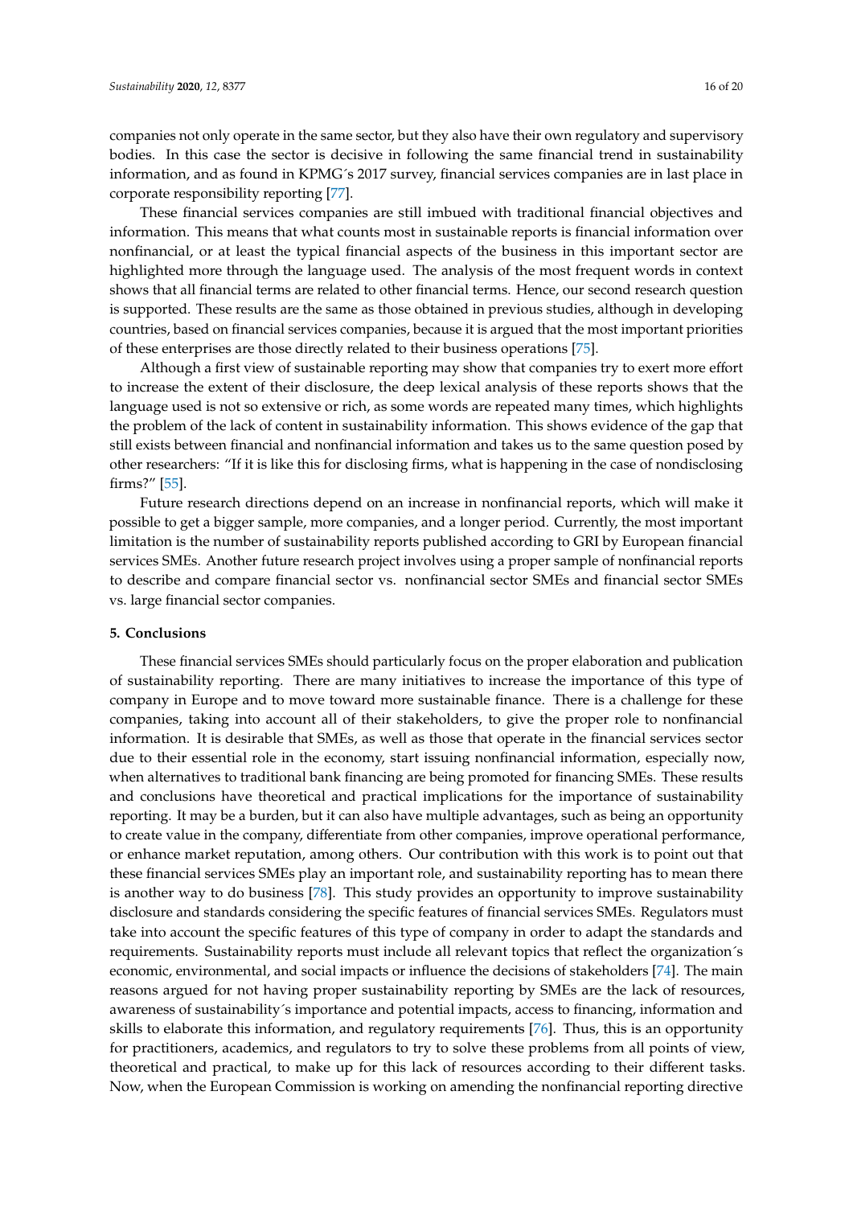companies not only operate in the same sector, but they also have their own regulatory and supervisory bodies. In this case the sector is decisive in following the same financial trend in sustainability information, and as found in KPMG´s 2017 survey, financial services companies are in last place in corporate responsibility reporting [77].

These financial services companies are still imbued with traditional financial objectives and information. This means that what counts most in sustainable reports is financial information over nonfinancial, or at least the typical financial aspects of the business in this important sector are highlighted more through the language used. The analysis of the most frequent words in context shows that all financial terms are related to other financial terms. Hence, our second research question is supported. These results are the same as those obtained in previous studies, although in developing countries, based on financial services companies, because it is argued that the most important priorities of these enterprises are those directly related to their business operations [75].

Although a first view of sustainable reporting may show that companies try to exert more effort to increase the extent of their disclosure, the deep lexical analysis of these reports shows that the language used is not so extensive or rich, as some words are repeated many times, which highlights the problem of the lack of content in sustainability information. This shows evidence of the gap that still exists between financial and nonfinancial information and takes us to the same question posed by other researchers: "If it is like this for disclosing firms, what is happening in the case of nondisclosing firms?" [55].

Future research directions depend on an increase in nonfinancial reports, which will make it possible to get a bigger sample, more companies, and a longer period. Currently, the most important limitation is the number of sustainability reports published according to GRI by European financial services SMEs. Another future research project involves using a proper sample of nonfinancial reports to describe and compare financial sector vs. nonfinancial sector SMEs and financial sector SMEs vs. large financial sector companies.

## 5. Conclusions

These financial services SMEs should particularly focus on the proper elaboration and publication of sustainability reporting. There are many initiatives to increase the importance of this type of company in Europe and to move toward more sustainable finance. There is a challenge for these companies, taking into account all of their stakeholders, to give the proper role to nonfinancial information. It is desirable that SMEs, as well as those that operate in the financial services sector due to their essential role in the economy, start issuing nonfinancial information, especially now, when alternatives to traditional bank financing are being promoted for financing SMEs. These results and conclusions have theoretical and practical implications for the importance of sustainability reporting. It may be a burden, but it can also have multiple advantages, such as being an opportunity to create value in the company, differentiate from other companies, improve operational performance, or enhance market reputation, among others. Our contribution with this work is to point out that these financial services SMEs play an important role, and sustainability reporting has to mean there is another way to do business [78]. This study provides an opportunity to improve sustainability disclosure and standards considering the specific features of financial services SMEs. Regulators must take into account the specific features of this type of company in order to adapt the standards and requirements. Sustainability reports must include all relevant topics that reflect the organization´s economic, environmental, and social impacts or influence the decisions of stakeholders [74]. The main reasons argued for not having proper sustainability reporting by SMEs are the lack of resources, awareness of sustainability´s importance and potential impacts, access to financing, information and skills to elaborate this information, and regulatory requirements [76]. Thus, this is an opportunity for practitioners, academics, and regulators to try to solve these problems from all points of view, theoretical and practical, to make up for this lack of resources according to their different tasks. Now, when the European Commission is working on amending the nonfinancial reporting directive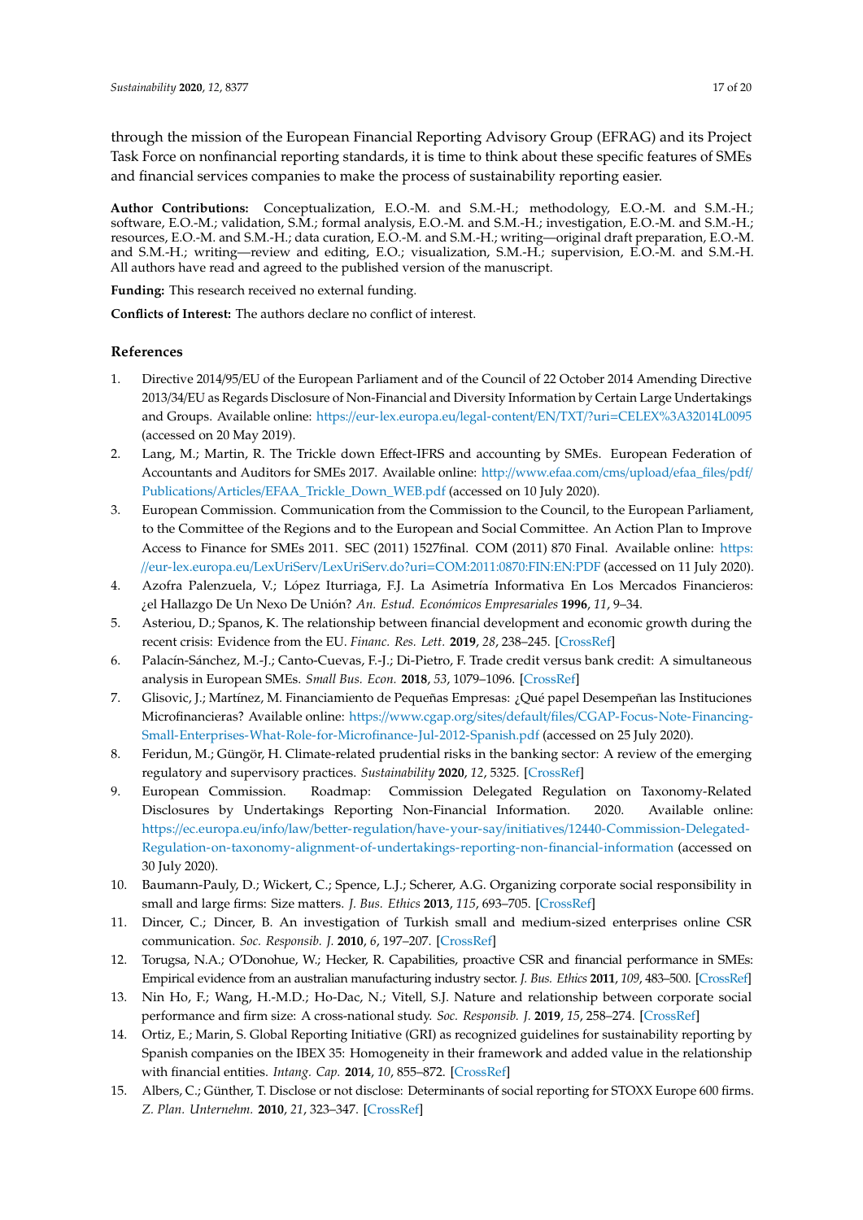through the mission of the European Financial Reporting Advisory Group (EFRAG) and its Project Task Force on nonfinancial reporting standards, it is time to think about these specific features of SMEs and financial services companies to make the process of sustainability reporting easier.

**Author Contributions:** Conceptualization, E.O.-M. and S.M.-H.; methodology, E.O.-M. and S.M.-H.; software, E.O.-M.; validation, S.M.; formal analysis, E.O.-M. and S.M.-H.; investigation, E.O.-M. and S.M.-H.; resources, E.O.-M. and S.M.-H.; data curation, E.O.-M. and S.M.-H.; writing—original draft preparation, E.O.-M. and S.M.-H.; writing—review and editing, E.O.; visualization, S.M.-H.; supervision, E.O.-M. and S.M.-H. All authors have read and agreed to the published version of the manuscript.

**Funding:** This research received no external funding.

**Conflicts of Interest:** The authors declare no conflict of interest.

## References

1. Directive 2014/95/EU of the European Parliament and of the Council of 22 October 2014 Amending Directive 2013/34/EU as Regards Disclosure of Non-Financial and Diversity Information by Certain Large Undertakings and Groups. Available online: https://eur-lex.europa.eu/legal-content/EN/TXT/?uri=CELEX%3A32014L0095 (accessed on 20 May 2019).
2. Lang, M.; Martin, R. The Trickle down Effect-IFRS and accounting by SMEs. European Federation of Accountants and Auditors for SMEs 2017. Available online: http://www.efaa.com/cms/upload/efaa_files/pdf/Publications/Articles/EFAA_Trickle_Down_WEB.pdf (accessed on 10 July 2020).
3. European Commission. Communication from the Commission to the Council, to the European Parliament, to the Committee of the Regions and to the European and Social Committee. An Action Plan to Improve Access to Finance for SMEs 2011. SEC (2011) 1527final. COM (2011) 870 Final. Available online: https://eur-lex.europa.eu/LexUriServ/LexUriServ.do?uri=COM:2011:0870:FIN:EN:PDF (accessed on 11 July 2020).
4. Azofra Palenzuela, V.; López Iturriaga, F.J. La Asimetría Informativa En Los Mercados Financieros: ¿el Hallazgo De Un Nexo De Unión? *An. Estud. Económicos Empresariales* **1996**, *11*, 9–34.
5. Asteriou, D.; Spanos, K. The relationship between financial development and economic growth during the recent crisis: Evidence from the EU. *Financ. Res. Lett.* **2019**, *28*, 238–245. [CrossRef]
6. Palacín-Sánchez, M.-J.; Canto-Cuevas, F.-J.; Di-Pietro, F. Trade credit versus bank credit: A simultaneous analysis in European SMEs. *Small Bus. Econ.* **2018**, *53*, 1079–1096. [CrossRef]
7. Glisovic, J.; Martínez, M. Financiamiento de Pequeñas Empresas: ¿Qué papel Desempeñan las Instituciones Microfinancieras? Available online: https://www.cgap.org/sites/default/files/CGAP-Focus-Note-Financing-Small-Enterprises-What-Role-for-Microfinance-Jul-2012-Spanish.pdf (accessed on 25 July 2020).
8. Feridun, M.; Güngör, H. Climate-related prudential risks in the banking sector: A review of the emerging regulatory and supervisory practices. *Sustainability* **2020**, *12*, 5325. [CrossRef]
9. European Commission. Roadmap: Commission Delegated Regulation on Taxonomy-Related Disclosures by Undertakings Reporting Non-Financial Information. 2020. Available online: https://ec.europa.eu/info/law/better-regulation/have-your-say/initiatives/12440-Commission-Delegated-Regulation-on-taxonomy-alignment-of-undertakings-reporting-non-financial-information (accessed on 30 July 2020).
10. Baumann-Pauly, D.; Wickert, C.; Spence, L.J.; Scherer, A.G. Organizing corporate social responsibility in small and large firms: Size matters. *J. Bus. Ethics* **2013**, *115*, 693–705. [CrossRef]
11. Dincer, C.; Dincer, B. An investigation of Turkish small and medium-sized enterprises online CSR communication. *Soc. Responsib. J.* **2010**, *6*, 197–207. [CrossRef]
12. Torugsa, N.A.; O'Donohue, W.; Hecker, R. Capabilities, proactive CSR and financial performance in SMEs: Empirical evidence from an australian manufacturing industry sector. *J. Bus. Ethics* **2011**, *109*, 483–500. [CrossRef]
13. Nin Ho, F.; Wang, H.-M.D.; Ho-Dac, N.; Vitell, S.J. Nature and relationship between corporate social performance and firm size: A cross-national study. *Soc. Responsib. J.* **2019**, *15*, 258–274. [CrossRef]
14. Ortiz, E.; Marin, S. Global Reporting Initiative (GRI) as recognized guidelines for sustainability reporting by Spanish companies on the IBEX 35: Homogeneity in their framework and added value in the relationship with financial entities. *Intang. Cap.* **2014**, *10*, 855–872. [CrossRef]
15. Albers, C.; Günther, T. Disclose or not disclose: Determinants of social reporting for STOXX Europe 600 firms. *Z. Plan. Unternehm.* **2010**, *21*, 323–347. [CrossRef]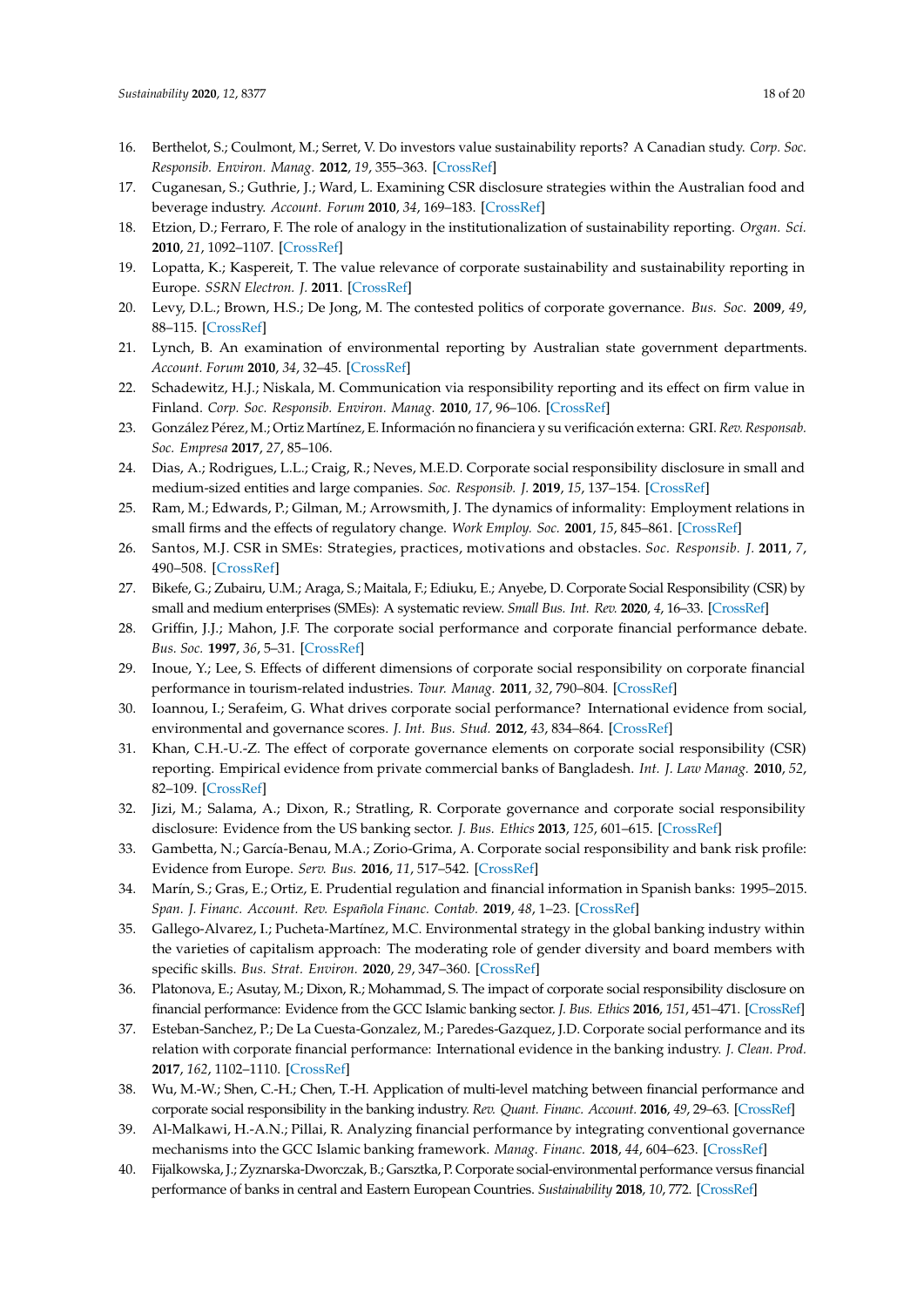16. Berthelot, S.; Coulmont, M.; Serret, V. Do investors value sustainability reports? A Canadian study. *Corp. Soc. Responsib. Environ. Manag.* **2012**, *19*, 355–363. [CrossRef]
17. Cuganesan, S.; Guthrie, J.; Ward, L. Examining CSR disclosure strategies within the Australian food and beverage industry. *Account. Forum* **2010**, *34*, 169–183. [CrossRef]
18. Etzion, D.; Ferraro, F. The role of analogy in the institutionalization of sustainability reporting. *Organ. Sci.* **2010**, *21*, 1092–1107. [CrossRef]
19. Lopatta, K.; Kaspereit, T. The value relevance of corporate sustainability and sustainability reporting in Europe. *SSRN Electron. J.* **2011**. [CrossRef]
20. Levy, D.L.; Brown, H.S.; De Jong, M. The contested politics of corporate governance. *Bus. Soc.* **2009**, *49*, 88–115. [CrossRef]
21. Lynch, B. An examination of environmental reporting by Australian state government departments. *Account. Forum* **2010**, *34*, 32–45. [CrossRef]
22. Schadewitz, H.J.; Niskala, M. Communication via responsibility reporting and its effect on firm value in Finland. *Corp. Soc. Responsib. Environ. Manag.* **2010**, *17*, 96–106. [CrossRef]
23. González Pérez, M.; Ortiz Martínez, E. Información no financiera y su verificación externa: GRI. *Rev. Responsab. Soc. Empresa* **2017**, *27*, 85–106.
24. Dias, A.; Rodrigues, L.L.; Craig, R.; Neves, M.E.D. Corporate social responsibility disclosure in small and medium-sized entities and large companies. *Soc. Responsib. J.* **2019**, *15*, 137–154. [CrossRef]
25. Ram, M.; Edwards, P.; Gilman, M.; Arrowsmith, J. The dynamics of informality: Employment relations in small firms and the effects of regulatory change. *Work Employ. Soc.* **2001**, *15*, 845–861. [CrossRef]
26. Santos, M.J. CSR in SMEs: Strategies, practices, motivations and obstacles. *Soc. Responsib. J.* **2011**, *7*, 490–508. [CrossRef]
27. Bikefe, G.; Zubairu, U.M.; Araga, S.; Maitala, F.; Ediuku, E.; Anyebe, D. Corporate Social Responsibility (CSR) by small and medium enterprises (SMEs): A systematic review. *Small Bus. Int. Rev.* **2020**, *4*, 16–33. [CrossRef]
28. Griffin, J.J.; Mahon, J.F. The corporate social performance and corporate financial performance debate. *Bus. Soc.* **1997**, *36*, 5–31. [CrossRef]
29. Inoue, Y.; Lee, S. Effects of different dimensions of corporate social responsibility on corporate financial performance in tourism-related industries. *Tour. Manag.* **2011**, *32*, 790–804. [CrossRef]
30. Ioannou, I.; Serafeim, G. What drives corporate social performance? International evidence from social, environmental and governance scores. *J. Int. Bus. Stud.* **2012**, *43*, 834–864. [CrossRef]
31. Khan, C.H.-U.-Z. The effect of corporate governance elements on corporate social responsibility (CSR) reporting. Empirical evidence from private commercial banks of Bangladesh. *Int. J. Law Manag.* **2010**, *52*, 82–109. [CrossRef]
32. Jizi, M.; Salama, A.; Dixon, R.; Stratling, R. Corporate governance and corporate social responsibility disclosure: Evidence from the US banking sector. *J. Bus. Ethics* **2013**, *125*, 601–615. [CrossRef]
33. Gambetta, N.; García-Benau, M.A.; Zorio-Grima, A. Corporate social responsibility and bank risk profile: Evidence from Europe. *Serv. Bus.* **2016**, *11*, 517–542. [CrossRef]
34. Marín, S.; Gras, E.; Ortiz, E. Prudential regulation and financial information in Spanish banks: 1995–2015. *Span. J. Financ. Account. Rev. Española Financ. Contab.* **2019**, *48*, 1–23. [CrossRef]
35. Gallego-Alvarez, I.; Pucheta-Martínez, M.C. Environmental strategy in the global banking industry within the varieties of capitalism approach: The moderating role of gender diversity and board members with specific skills. *Bus. Strat. Environ.* **2020**, *29*, 347–360. [CrossRef]
36. Platonova, E.; Asutay, M.; Dixon, R.; Mohammad, S. The impact of corporate social responsibility disclosure on financial performance: Evidence from the GCC Islamic banking sector. *J. Bus. Ethics* **2016**, *151*, 451–471. [CrossRef]
37. Esteban-Sanchez, P.; De La Cuesta-Gonzalez, M.; Paredes-Gazquez, J.D. Corporate social performance and its relation with corporate financial performance: International evidence in the banking industry. *J. Clean. Prod.* **2017**, *162*, 1102–1110. [CrossRef]
38. Wu, M.-W.; Shen, C.-H.; Chen, T.-H. Application of multi-level matching between financial performance and corporate social responsibility in the banking industry. *Rev. Quant. Financ. Account.* **2016**, *49*, 29–63. [CrossRef]
39. Al-Malkawi, H.-A.N.; Pillai, R. Analyzing financial performance by integrating conventional governance mechanisms into the GCC Islamic banking framework. *Manag. Financ.* **2018**, *44*, 604–623. [CrossRef]
40. Fijalkowska, J.; Zyznarska-Dworczak, B.; Garsztka, P. Corporate social-environmental performance versus financial performance of banks in central and Eastern European Countries. *Sustainability* **2018**, *10*, 772. [CrossRef]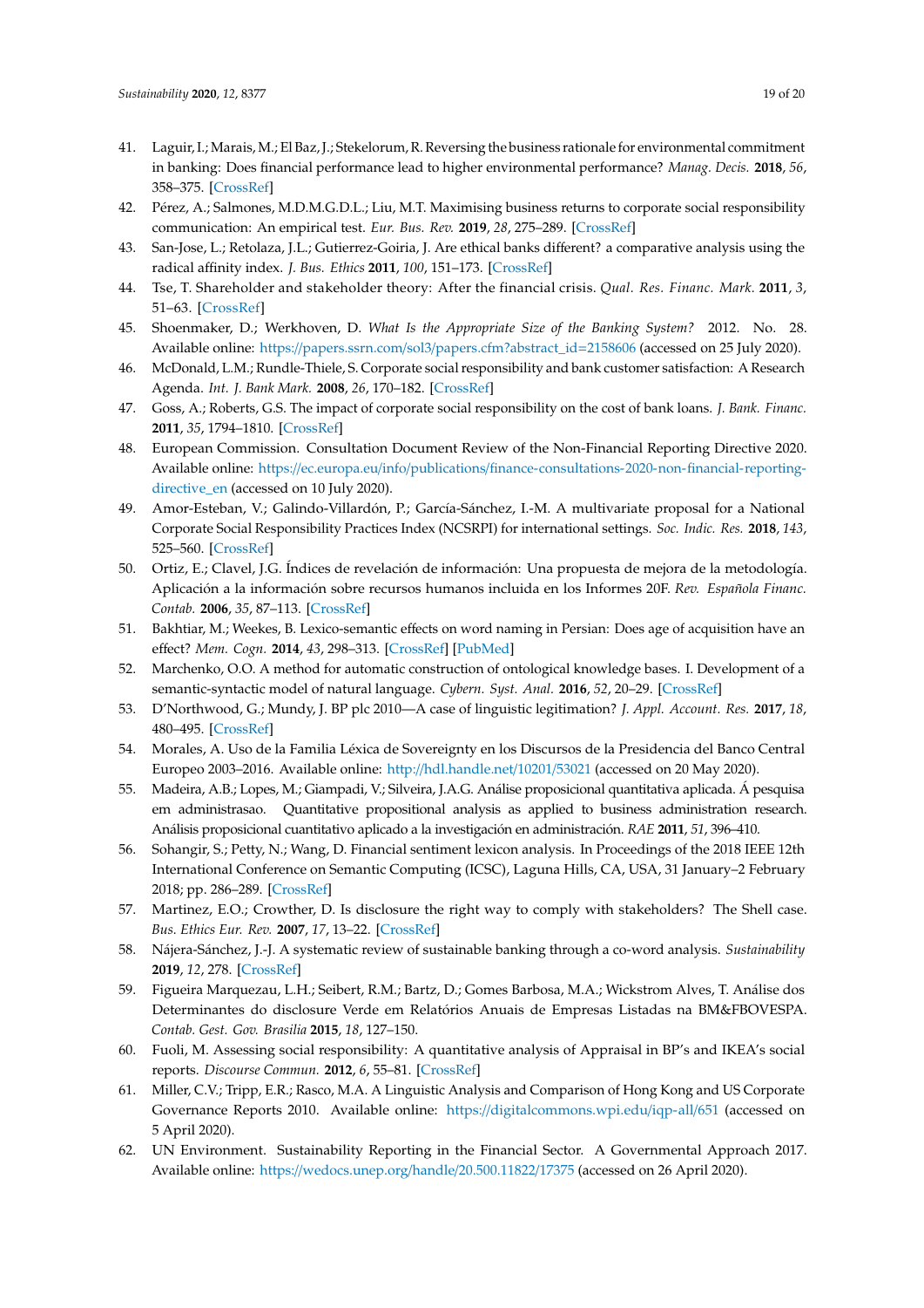41. Laguir, I.; Marais, M.; El Baz, J.; Stekelorum, R. Reversing the business rationale for environmental commitment in banking: Does financial performance lead to higher environmental performance? *Manag. Decis.* **2018**, *56*, 358–375. [CrossRef]
42. Pérez, A.; Salmones, M.D.M.G.D.L.; Liu, M.T. Maximising business returns to corporate social responsibility communication: An empirical test. *Eur. Bus. Rev.* **2019**, *28*, 275–289. [CrossRef]
43. San-Jose, L.; Retolaza, J.L.; Gutierrez-Goiria, J. Are ethical banks different? a comparative analysis using the radical affinity index. *J. Bus. Ethics* **2011**, *100*, 151–173. [CrossRef]
44. Tse, T. Shareholder and stakeholder theory: After the financial crisis. *Qual. Res. Financ. Mark.* **2011**, *3*, 51–63. [CrossRef]
45. Shoenmaker, D.; Werkhoven, D. *What Is the Appropriate Size of the Banking System?* 2012. No. 28. Available online: https://papers.ssrn.com/sol3/papers.cfm?abstract_id=2158606 (accessed on 25 July 2020).
46. McDonald, L.M.; Rundle-Thiele, S. Corporate social responsibility and bank customer satisfaction: A Research Agenda. *Int. J. Bank Mark.* **2008**, *26*, 170–182. [CrossRef]
47. Goss, A.; Roberts, G.S. The impact of corporate social responsibility on the cost of bank loans. *J. Bank. Financ.* **2011**, *35*, 1794–1810. [CrossRef]
48. European Commission. Consultation Document Review of the Non-Financial Reporting Directive 2020. Available online: https://ec.europa.eu/info/publications/finance-consultations-2020-non-financial-reporting-directive_en (accessed on 10 July 2020).
49. Amor-Esteban, V.; Galindo-Villardón, P.; García-Sánchez, I.-M. A multivariate proposal for a National Corporate Social Responsibility Practices Index (NCSRPI) for international settings. *Soc. Indic. Res.* **2018**, *143*, 525–560. [CrossRef]
50. Ortiz, E.; Clavel, J.G. Índices de revelación de información: Una propuesta de mejora de la metodología. Aplicación a la información sobre recursos humanos incluida en los Informes 20F. *Rev. Española Financ. Contab.* **2006**, *35*, 87–113. [CrossRef]
51. Bakhtiar, M.; Weekes, B. Lexico-semantic effects on word naming in Persian: Does age of acquisition have an effect? *Mem. Cogn.* **2014**, *43*, 298–313. [CrossRef] [PubMed]
52. Marchenko, O.O. A method for automatic construction of ontological knowledge bases. I. Development of a semantic-syntactic model of natural language. *Cybern. Syst. Anal.* **2016**, *52*, 20–29. [CrossRef]
53. D'Northwood, G.; Mundy, J. BP plc 2010—A case of linguistic legitimation? *J. Appl. Account. Res.* **2017**, *18*, 480–495. [CrossRef]
54. Morales, A. Uso de la Familia Léxica de Sovereignty en los Discursos de la Presidencia del Banco Central Europeo 2003–2016. Available online: http://hdl.handle.net/10201/53021 (accessed on 20 May 2020).
55. Madeira, A.B.; Lopes, M.; Giampadi, V.; Silveira, J.A.G. Análise proposicional quantitativa aplicada. Á pesquisa em administrasao. Quantitative propositional analysis as applied to business administration research. Análisis proposicional cuantitativo aplicado a la investigación en administración. *RAE* **2011**, *51*, 396–410.
56. Sohangir, S.; Petty, N.; Wang, D. Financial sentiment lexicon analysis. In Proceedings of the 2018 IEEE 12th International Conference on Semantic Computing (ICSC), Laguna Hills, CA, USA, 31 January–2 February 2018; pp. 286–289. [CrossRef]
57. Martinez, E.O.; Crowther, D. Is disclosure the right way to comply with stakeholders? The Shell case. *Bus. Ethics Eur. Rev.* **2007**, *17*, 13–22. [CrossRef]
58. Nájera-Sánchez, J.-J. A systematic review of sustainable banking through a co-word analysis. *Sustainability* **2019**, *12*, 278. [CrossRef]
59. Figueira Marquezau, L.H.; Seibert, R.M.; Bartz, D.; Gomes Barbosa, M.A.; Wickstrom Alves, T. Análise dos Determinantes do disclosure Verde em Relatórios Anuais de Empresas Listadas na BM&FBOVESPA. *Contab. Gest. Gov. Brasilia* **2015**, *18*, 127–150.
60. Fuoli, M. Assessing social responsibility: A quantitative analysis of Appraisal in BP's and IKEA's social reports. *Discourse Commun.* **2012**, *6*, 55–81. [CrossRef]
61. Miller, C.V.; Tripp, E.R.; Rasco, M.A. A Linguistic Analysis and Comparison of Hong Kong and US Corporate Governance Reports 2010. Available online: https://digitalcommons.wpi.edu/iqp-all/651 (accessed on 5 April 2020).
62. UN Environment. Sustainability Reporting in the Financial Sector. A Governmental Approach 2017. Available online: https://wedocs.unep.org/handle/20.500.11822/17375 (accessed on 26 April 2020).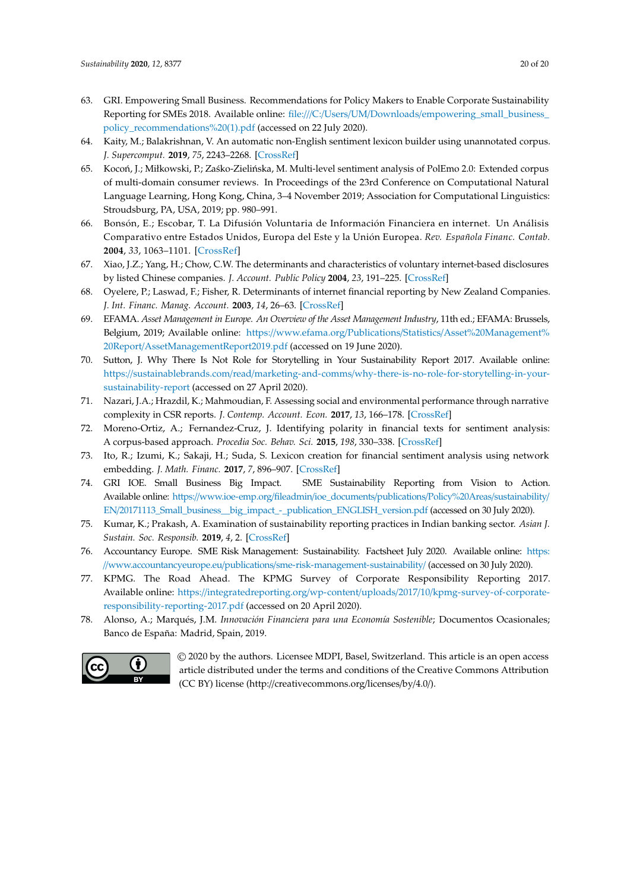63. GRI. Empowering Small Business. Recommendations for Policy Makers to Enable Corporate Sustainability Reporting for SMEs 2018. Available online: file:///C:/Users/UM/Downloads/empowering_small_business_policy_recommendations%20(1).pdf (accessed on 22 July 2020).
64. Kaity, M.; Balakrishnan, V. An automatic non-English sentiment lexicon builder using unannotated corpus. *J. Supercomput.* **2019**, *75*, 2243–2268. [CrossRef]
65. Kocoń, J.; Miłkowski, P.; Zaśko-Zielińska, M. Multi-level sentiment analysis of PolEmo 2.0: Extended corpus of multi-domain consumer reviews. In Proceedings of the 23rd Conference on Computational Natural Language Learning, Hong Kong, China, 3–4 November 2019; Association for Computational Linguistics: Stroudsburg, PA, USA, 2019; pp. 980–991.
66. Bonsón, E.; Escobar, T. La Difusión Voluntaria de Información Financiera en internet. Un Análisis Comparativo entre Estados Unidos, Europa del Este y la Unión Europea. *Rev. Española Financ. Contab.* **2004**, *33*, 1063–1101. [CrossRef]
67. Xiao, J.Z.; Yang, H.; Chow, C.W. The determinants and characteristics of voluntary internet-based disclosures by listed Chinese companies. *J. Account. Public Policy* **2004**, *23*, 191–225. [CrossRef]
68. Oyelere, P.; Laswad, F.; Fisher, R. Determinants of internet financial reporting by New Zealand Companies. *J. Int. Financ. Manag. Account.* **2003**, *14*, 26–63. [CrossRef]
69. EFAMA. *Asset Management in Europe. An Overview of the Asset Management Industry*, 11th ed.; EFAMA: Brussels, Belgium, 2019; Available online: https://www.efama.org/Publications/Statistics/Asset%20Management%20Report/AssetManagementReport2019.pdf (accessed on 19 June 2020).
70. Sutton, J. Why There Is Not Role for Storytelling in Your Sustainability Report 2017. Available online: https://sustainablebrands.com/read/marketing-and-comms/why-there-is-no-role-for-storytelling-in-your-sustainability-report (accessed on 27 April 2020).
71. Nazari, J.A.; Hrazdil, K.; Mahmoudian, F. Assessing social and environmental performance through narrative complexity in CSR reports. *J. Contemp. Account. Econ.* **2017**, *13*, 166–178. [CrossRef]
72. Moreno-Ortiz, A.; Fernandez-Cruz, J. Identifying polarity in financial texts for sentiment analysis: A corpus-based approach. *Procedia Soc. Behav. Sci.* **2015**, *198*, 330–338. [CrossRef]
73. Ito, R.; Izumi, K.; Sakaji, H.; Suda, S. Lexicon creation for financial sentiment analysis using network embedding. *J. Math. Financ.* **2017**, *7*, 896–907. [CrossRef]
74. GRI IOE. Small Business Big Impact. SME Sustainability Reporting from Vision to Action. Available online: https://www.ioe-emp.org/fileadmin/ioe_documents/publications/Policy%20Areas/sustainability/EN/20171113_Small_business__big_impact_-_publication_ENGLISH_version.pdf (accessed on 30 July 2020).
75. Kumar, K.; Prakash, A. Examination of sustainability reporting practices in Indian banking sector. *Asian J. Sustain. Soc. Responsib.* **2019**, *4*, 2. [CrossRef]
76. Accountancy Europe. SME Risk Management: Sustainability. Factsheet July 2020. Available online: https://www.accountancyeurope.eu/publications/sme-risk-management-sustainability/ (accessed on 30 July 2020).
77. KPMG. The Road Ahead. The KPMG Survey of Corporate Responsibility Reporting 2017. Available online: https://integratedreporting.org/wp-content/uploads/2017/10/kpmg-survey-of-corporate-responsibility-reporting-2017.pdf (accessed on 20 April 2020).
78. Alonso, A.; Marqués, J.M. *Innovación Financiera para una Economía Sostenible*; Documentos Ocasionales; Banco de España: Madrid, Spain, 2019.

© 2020 by the authors. Licensee MDPI, Basel, Switzerland. This article is an open access article distributed under the terms and conditions of the Creative Commons Attribution (CC BY) license (http://creativecommons.org/licenses/by/4.0/).